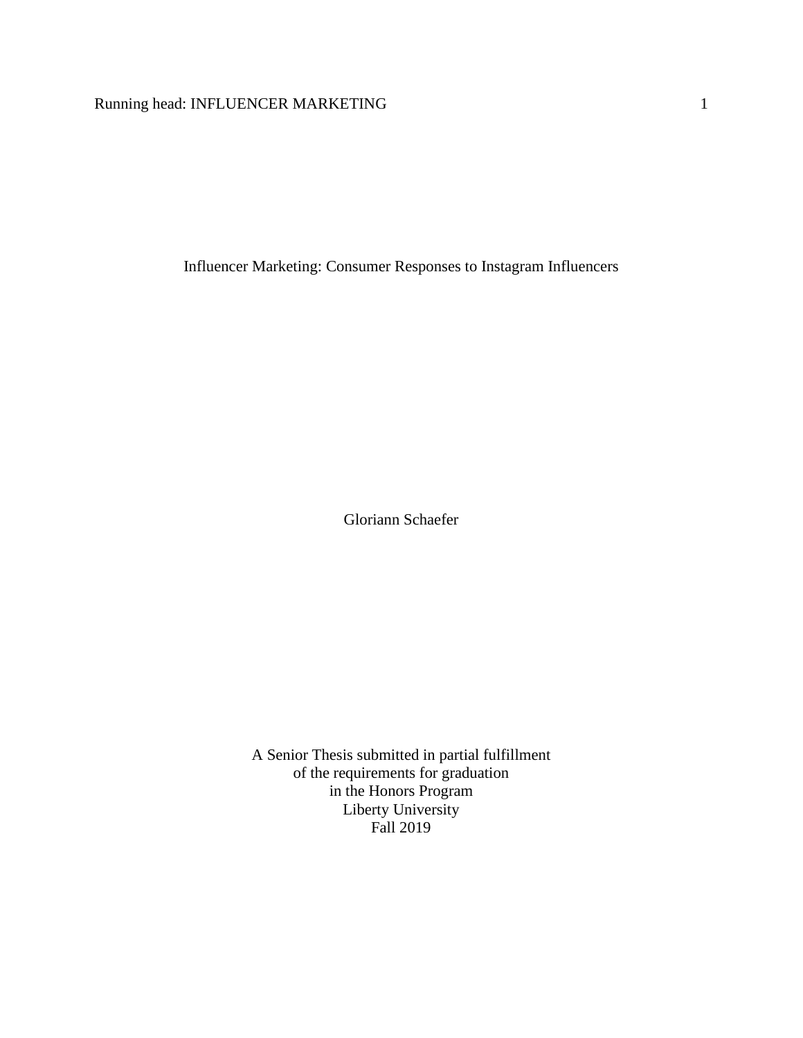# Influencer Marketing: Consumer Responses to Instagram Influencers

Gloriann Schaefer

A Senior Thesis submitted in partial fulfillment
of the requirements for graduation
in the Honors Program
Liberty University
Fall 2019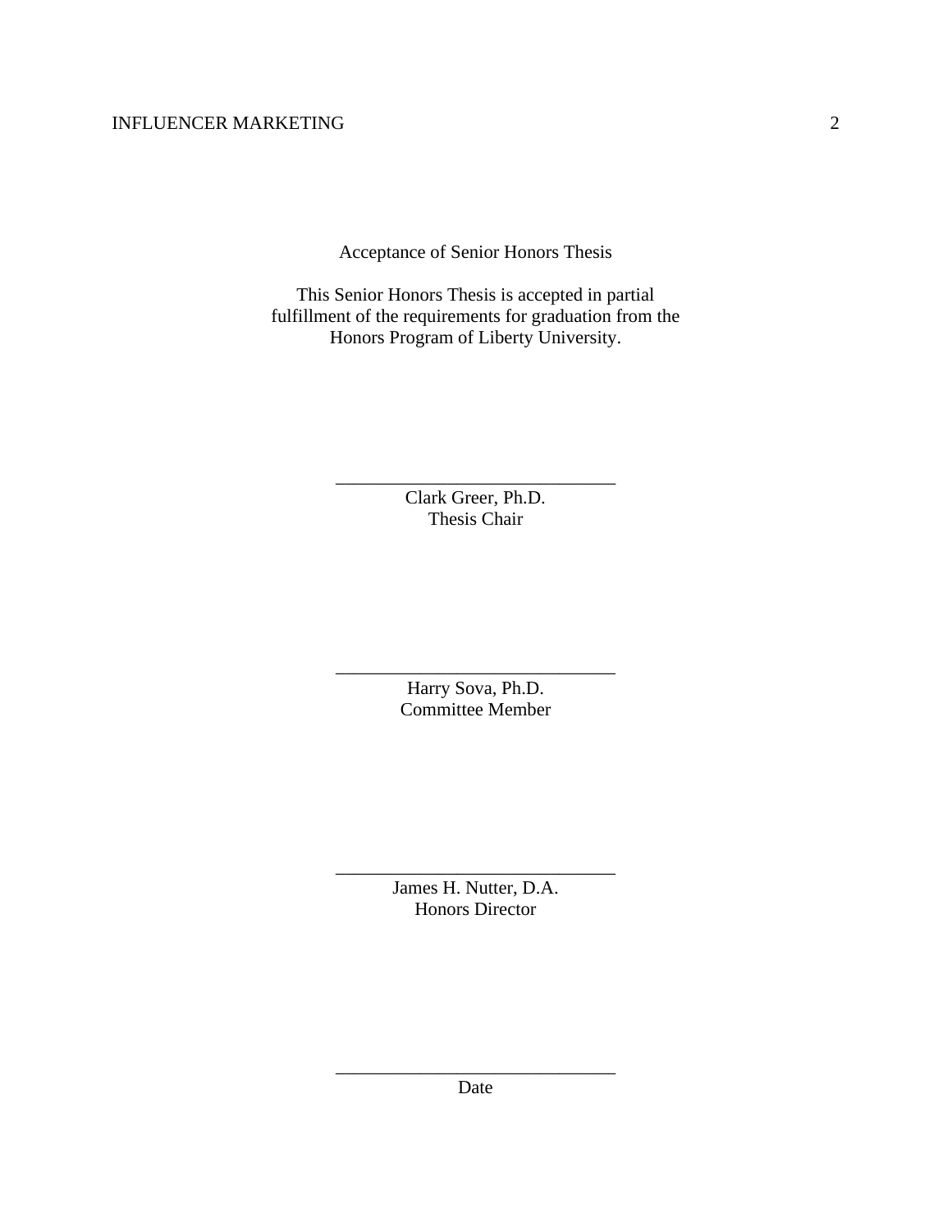Acceptance of Senior Honors Thesis

This Senior Honors Thesis is accepted in partial fulfillment of the requirements for graduation from the Honors Program of Liberty University.

______________________________
Clark Greer, Ph.D.
Thesis Chair

______________________________
Harry Sova, Ph.D.
Committee Member

______________________________
James H. Nutter, D.A.
Honors Director

______________________________
Date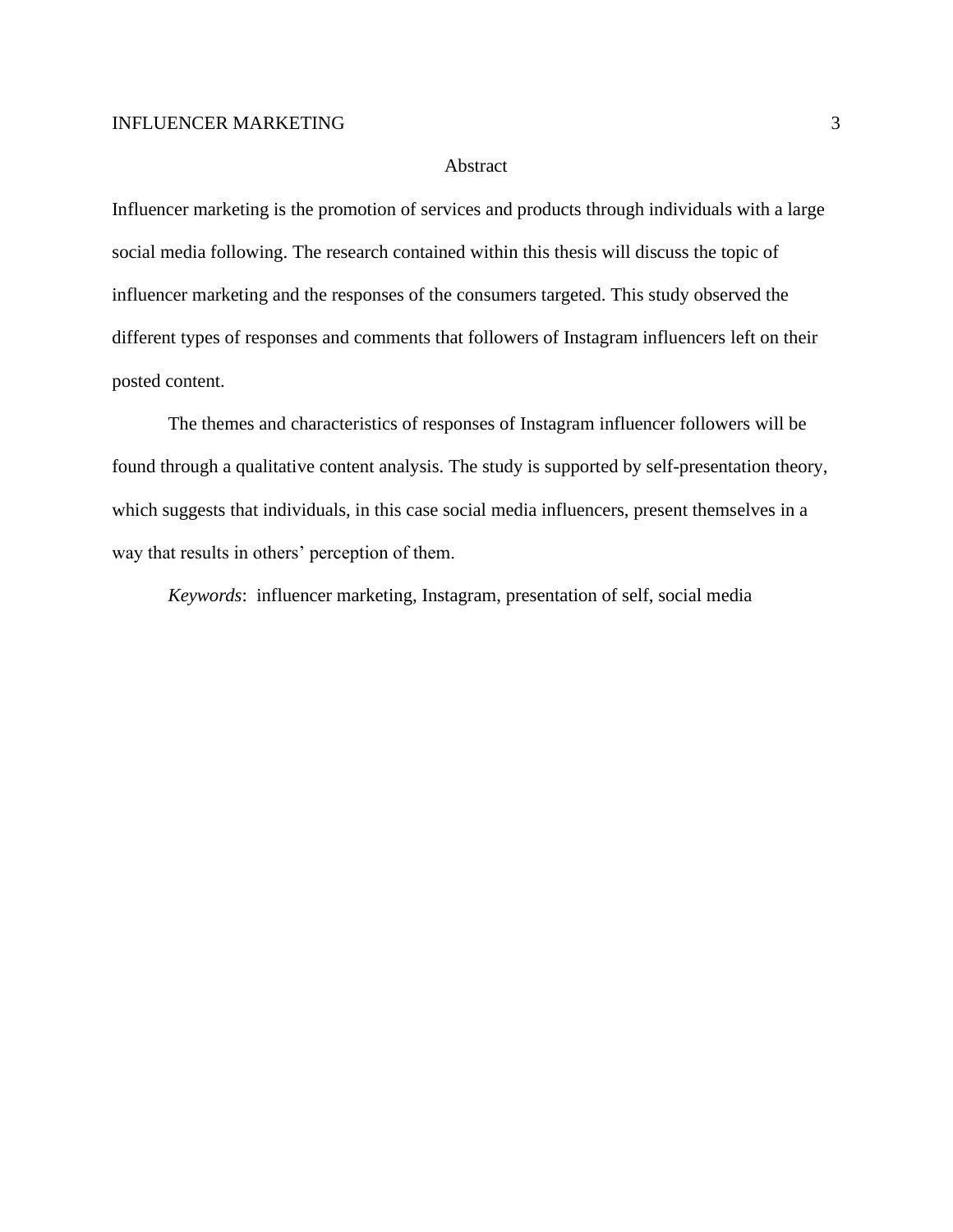# Abstract

Influencer marketing is the promotion of services and products through individuals with a large social media following. The research contained within this thesis will discuss the topic of influencer marketing and the responses of the consumers targeted. This study observed the different types of responses and comments that followers of Instagram influencers left on their posted content.

The themes and characteristics of responses of Instagram influencer followers will be found through a qualitative content analysis. The study is supported by self-presentation theory, which suggests that individuals, in this case social media influencers, present themselves in a way that results in others' perception of them.

*Keywords*: influencer marketing, Instagram, presentation of self, social media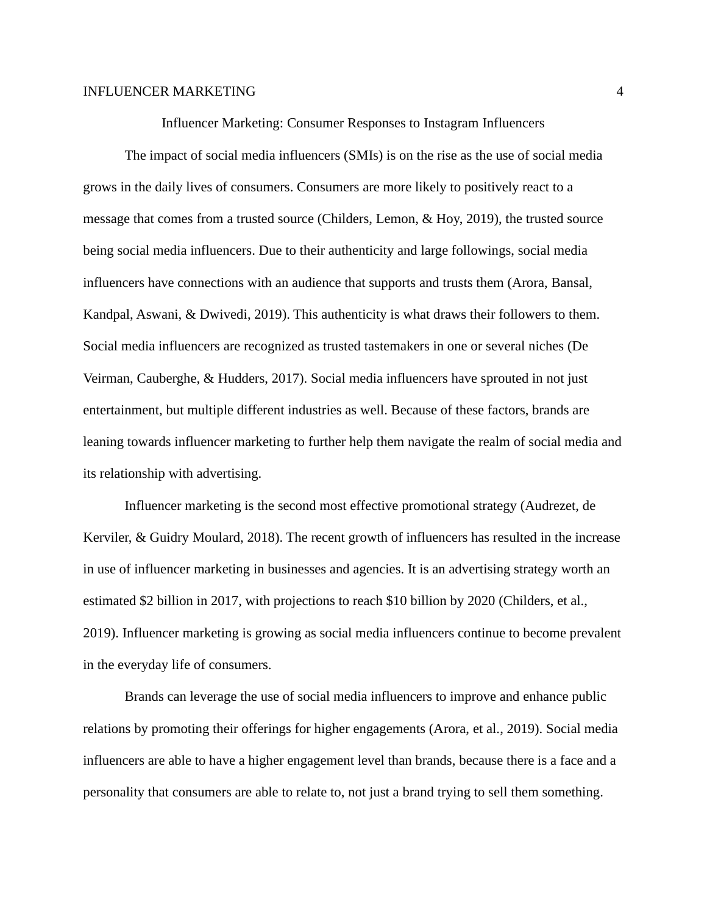# Influencer Marketing: Consumer Responses to Instagram Influencers

The impact of social media influencers (SMIs) is on the rise as the use of social media grows in the daily lives of consumers. Consumers are more likely to positively react to a message that comes from a trusted source (Childers, Lemon, & Hoy, 2019), the trusted source being social media influencers. Due to their authenticity and large followings, social media influencers have connections with an audience that supports and trusts them (Arora, Bansal, Kandpal, Aswani, & Dwivedi, 2019). This authenticity is what draws their followers to them. Social media influencers are recognized as trusted tastemakers in one or several niches (De Veirman, Cauberghe, & Hudders, 2017). Social media influencers have sprouted in not just entertainment, but multiple different industries as well. Because of these factors, brands are leaning towards influencer marketing to further help them navigate the realm of social media and its relationship with advertising.

Influencer marketing is the second most effective promotional strategy (Audrezet, de Kerviler, & Guidry Moulard, 2018). The recent growth of influencers has resulted in the increase in use of influencer marketing in businesses and agencies. It is an advertising strategy worth an estimated $2 billion in 2017, with projections to reach $10 billion by 2020 (Childers, et al., 2019). Influencer marketing is growing as social media influencers continue to become prevalent in the everyday life of consumers.

Brands can leverage the use of social media influencers to improve and enhance public relations by promoting their offerings for higher engagements (Arora, et al., 2019). Social media influencers are able to have a higher engagement level than brands, because there is a face and a personality that consumers are able to relate to, not just a brand trying to sell them something.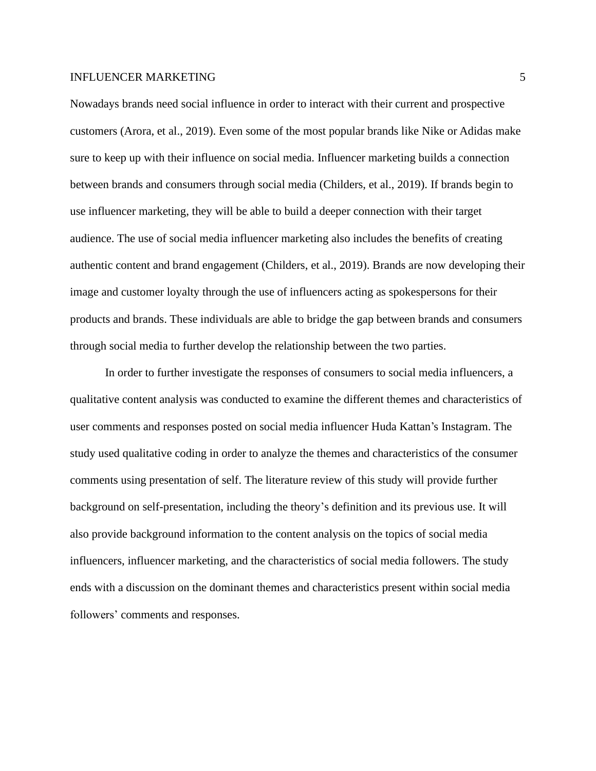Nowadays brands need social influence in order to interact with their current and prospective customers (Arora, et al., 2019). Even some of the most popular brands like Nike or Adidas make sure to keep up with their influence on social media. Influencer marketing builds a connection between brands and consumers through social media (Childers, et al., 2019). If brands begin to use influencer marketing, they will be able to build a deeper connection with their target audience. The use of social media influencer marketing also includes the benefits of creating authentic content and brand engagement (Childers, et al., 2019). Brands are now developing their image and customer loyalty through the use of influencers acting as spokespersons for their products and brands. These individuals are able to bridge the gap between brands and consumers through social media to further develop the relationship between the two parties.

In order to further investigate the responses of consumers to social media influencers, a qualitative content analysis was conducted to examine the different themes and characteristics of user comments and responses posted on social media influencer Huda Kattan's Instagram. The study used qualitative coding in order to analyze the themes and characteristics of the consumer comments using presentation of self. The literature review of this study will provide further background on self-presentation, including the theory's definition and its previous use. It will also provide background information to the content analysis on the topics of social media influencers, influencer marketing, and the characteristics of social media followers. The study ends with a discussion on the dominant themes and characteristics present within social media followers' comments and responses.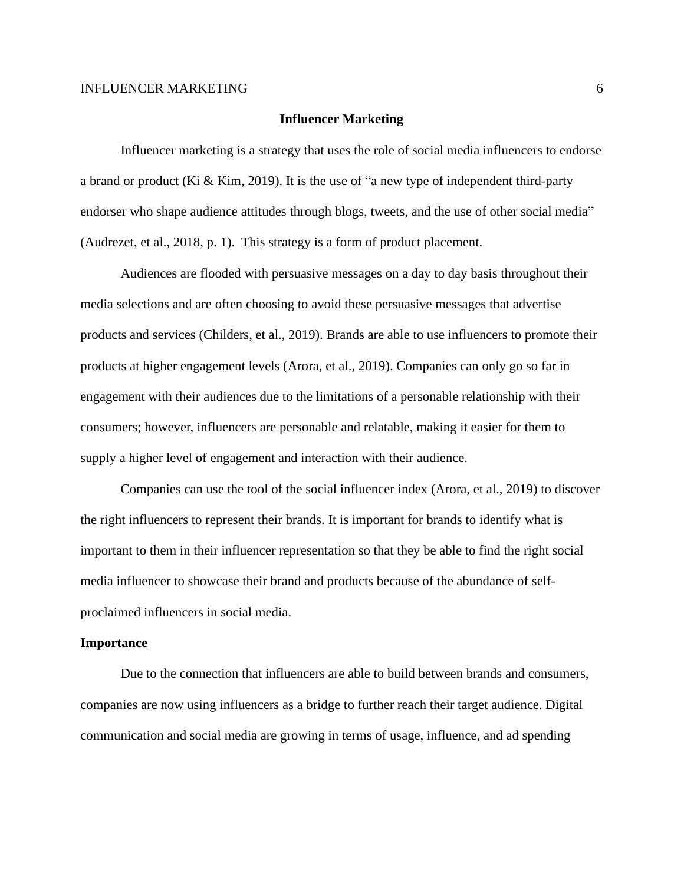# Influencer Marketing

Influencer marketing is a strategy that uses the role of social media influencers to endorse a brand or product (Ki & Kim, 2019). It is the use of "a new type of independent third-party endorser who shape audience attitudes through blogs, tweets, and the use of other social media" (Audrezet, et al., 2018, p. 1). This strategy is a form of product placement.

Audiences are flooded with persuasive messages on a day to day basis throughout their media selections and are often choosing to avoid these persuasive messages that advertise products and services (Childers, et al., 2019). Brands are able to use influencers to promote their products at higher engagement levels (Arora, et al., 2019). Companies can only go so far in engagement with their audiences due to the limitations of a personable relationship with their consumers; however, influencers are personable and relatable, making it easier for them to supply a higher level of engagement and interaction with their audience.

Companies can use the tool of the social influencer index (Arora, et al., 2019) to discover the right influencers to represent their brands. It is important for brands to identify what is important to them in their influencer representation so that they be able to find the right social media influencer to showcase their brand and products because of the abundance of self-proclaimed influencers in social media.

## Importance

Due to the connection that influencers are able to build between brands and consumers, companies are now using influencers as a bridge to further reach their target audience. Digital communication and social media are growing in terms of usage, influence, and ad spending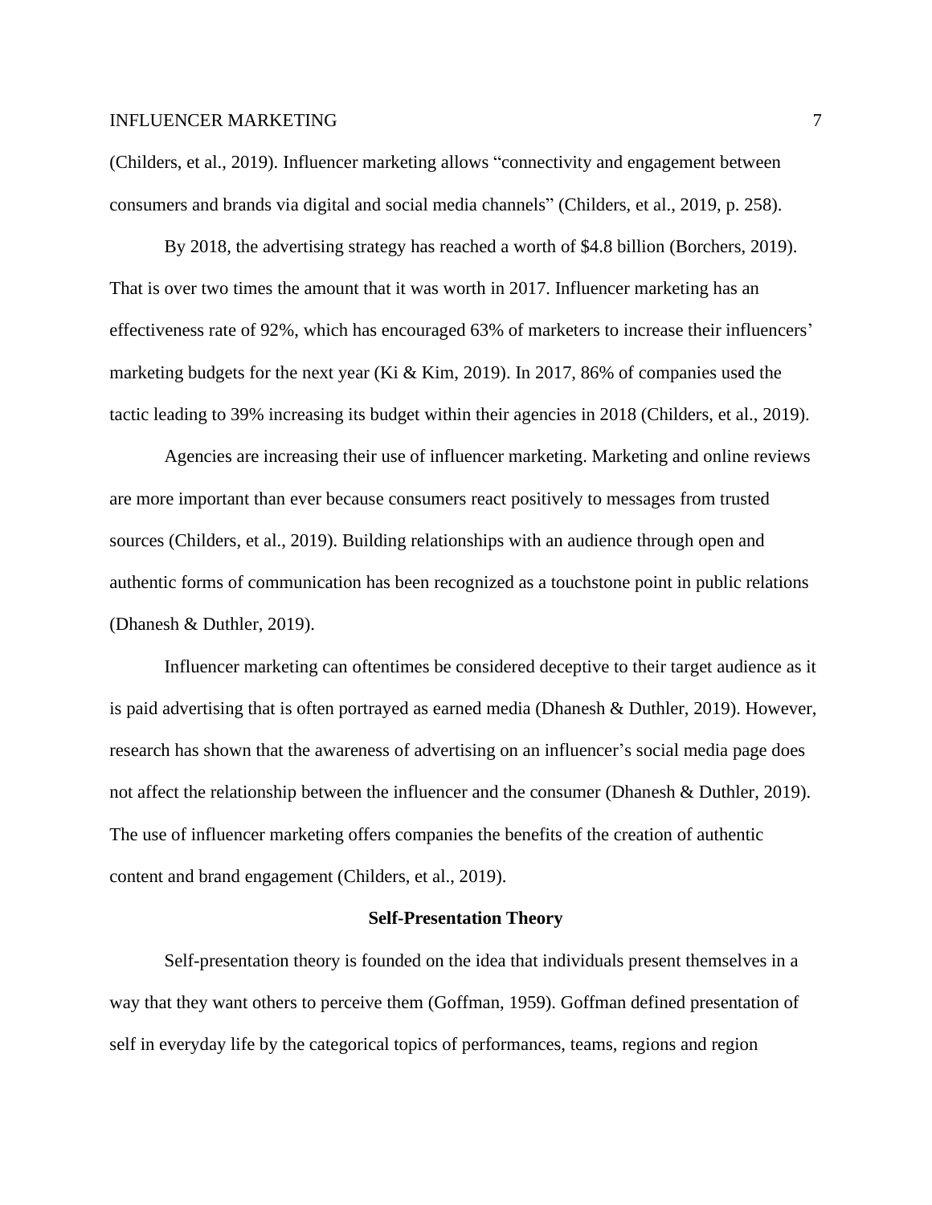(Childers, et al., 2019). Influencer marketing allows "connectivity and engagement between consumers and brands via digital and social media channels" (Childers, et al., 2019, p. 258).

By 2018, the advertising strategy has reached a worth of $4.8 billion (Borchers, 2019). That is over two times the amount that it was worth in 2017. Influencer marketing has an effectiveness rate of 92%, which has encouraged 63% of marketers to increase their influencers' marketing budgets for the next year (Ki & Kim, 2019). In 2017, 86% of companies used the tactic leading to 39% increasing its budget within their agencies in 2018 (Childers, et al., 2019).

Agencies are increasing their use of influencer marketing. Marketing and online reviews are more important than ever because consumers react positively to messages from trusted sources (Childers, et al., 2019). Building relationships with an audience through open and authentic forms of communication has been recognized as a touchstone point in public relations (Dhanesh & Duthler, 2019).

Influencer marketing can oftentimes be considered deceptive to their target audience as it is paid advertising that is often portrayed as earned media (Dhanesh & Duthler, 2019). However, research has shown that the awareness of advertising on an influencer's social media page does not affect the relationship between the influencer and the consumer (Dhanesh & Duthler, 2019). The use of influencer marketing offers companies the benefits of the creation of authentic content and brand engagement (Childers, et al., 2019).

## Self-Presentation Theory

Self-presentation theory is founded on the idea that individuals present themselves in a way that they want others to perceive them (Goffman, 1959). Goffman defined presentation of self in everyday life by the categorical topics of performances, teams, regions and region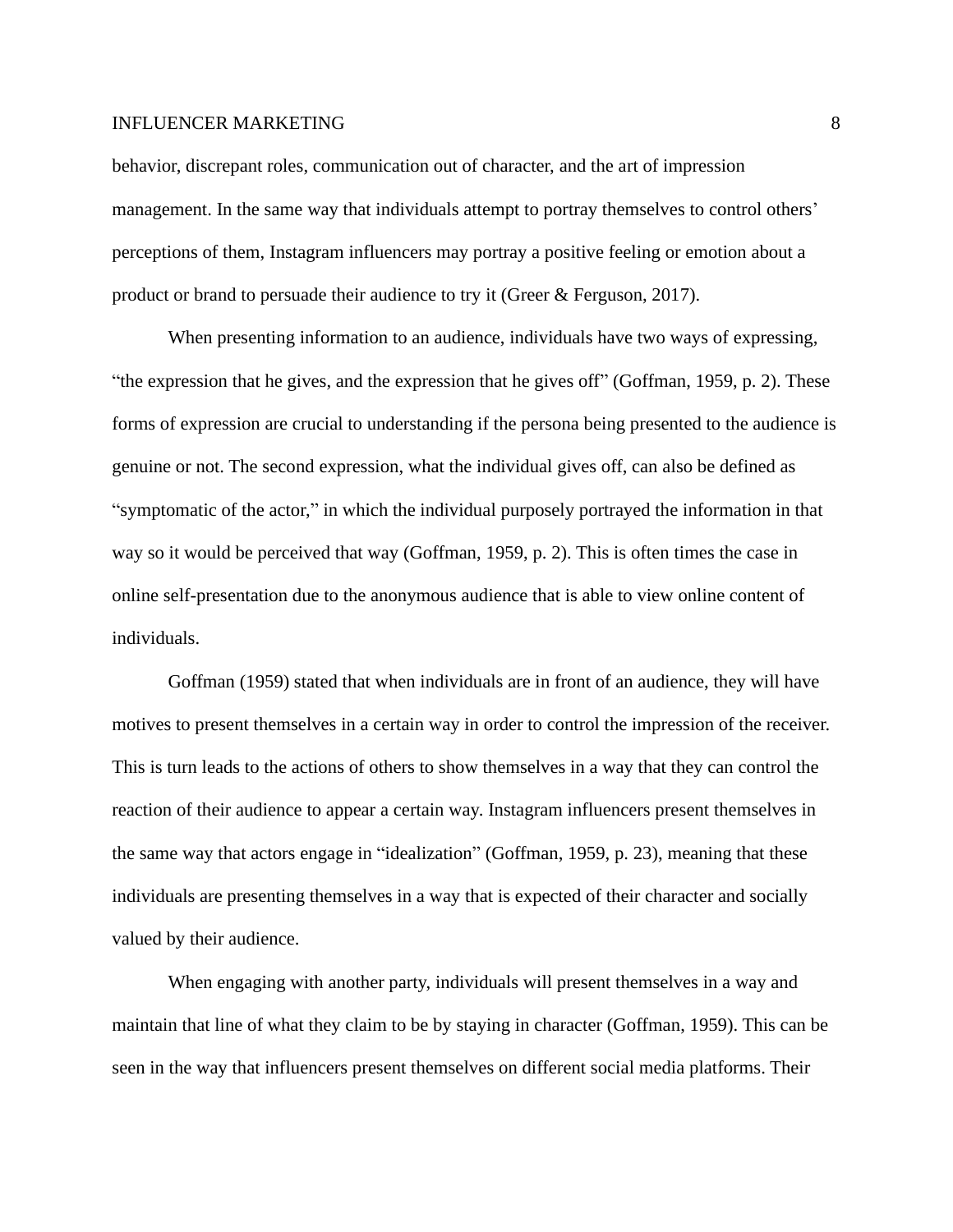behavior, discrepant roles, communication out of character, and the art of impression management. In the same way that individuals attempt to portray themselves to control others' perceptions of them, Instagram influencers may portray a positive feeling or emotion about a product or brand to persuade their audience to try it (Greer & Ferguson, 2017).

When presenting information to an audience, individuals have two ways of expressing, "the expression that he gives, and the expression that he gives off" (Goffman, 1959, p. 2). These forms of expression are crucial to understanding if the persona being presented to the audience is genuine or not. The second expression, what the individual gives off, can also be defined as "symptomatic of the actor," in which the individual purposely portrayed the information in that way so it would be perceived that way (Goffman, 1959, p. 2). This is often times the case in online self-presentation due to the anonymous audience that is able to view online content of individuals.

Goffman (1959) stated that when individuals are in front of an audience, they will have motives to present themselves in a certain way in order to control the impression of the receiver. This is turn leads to the actions of others to show themselves in a way that they can control the reaction of their audience to appear a certain way. Instagram influencers present themselves in the same way that actors engage in "idealization" (Goffman, 1959, p. 23), meaning that these individuals are presenting themselves in a way that is expected of their character and socially valued by their audience.

When engaging with another party, individuals will present themselves in a way and maintain that line of what they claim to be by staying in character (Goffman, 1959). This can be seen in the way that influencers present themselves on different social media platforms. Their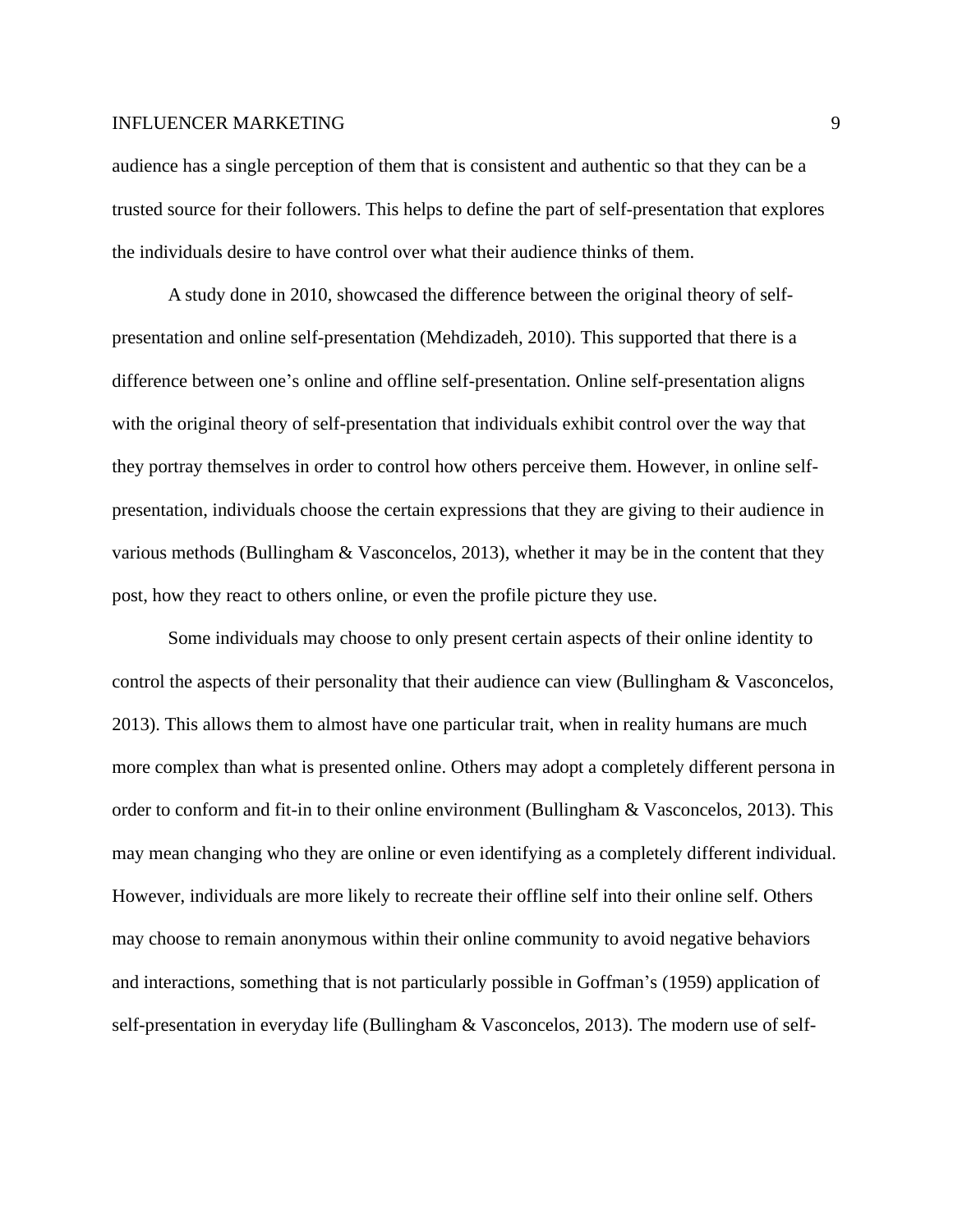audience has a single perception of them that is consistent and authentic so that they can be a trusted source for their followers. This helps to define the part of self-presentation that explores the individuals desire to have control over what their audience thinks of them.

A study done in 2010, showcased the difference between the original theory of self-presentation and online self-presentation (Mehdizadeh, 2010). This supported that there is a difference between one's online and offline self-presentation. Online self-presentation aligns with the original theory of self-presentation that individuals exhibit control over the way that they portray themselves in order to control how others perceive them. However, in online self-presentation, individuals choose the certain expressions that they are giving to their audience in various methods (Bullingham & Vasconcelos, 2013), whether it may be in the content that they post, how they react to others online, or even the profile picture they use.

Some individuals may choose to only present certain aspects of their online identity to control the aspects of their personality that their audience can view (Bullingham & Vasconcelos, 2013). This allows them to almost have one particular trait, when in reality humans are much more complex than what is presented online. Others may adopt a completely different persona in order to conform and fit-in to their online environment (Bullingham & Vasconcelos, 2013). This may mean changing who they are online or even identifying as a completely different individual. However, individuals are more likely to recreate their offline self into their online self. Others may choose to remain anonymous within their online community to avoid negative behaviors and interactions, something that is not particularly possible in Goffman's (1959) application of self-presentation in everyday life (Bullingham & Vasconcelos, 2013). The modern use of self-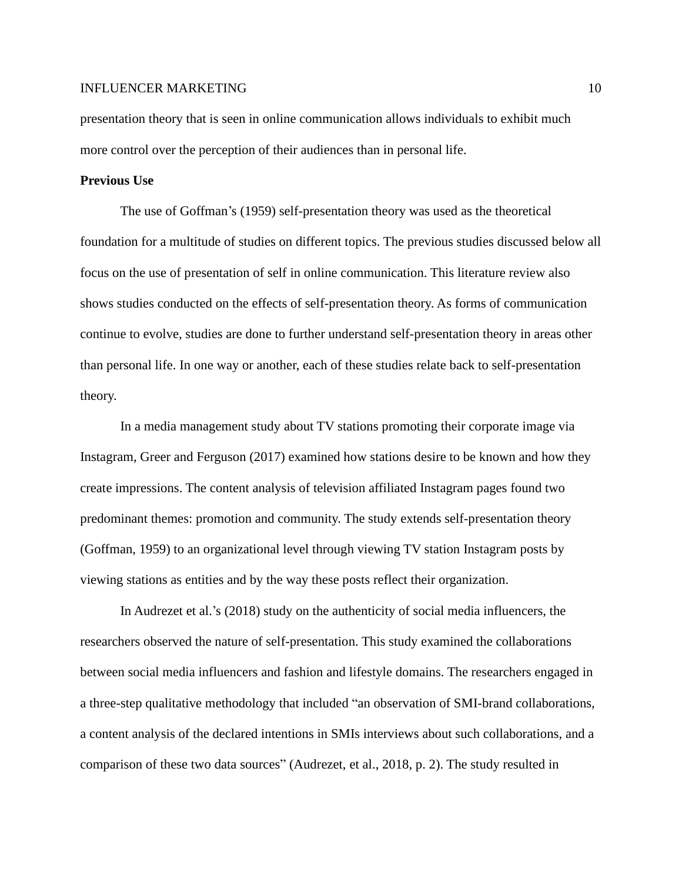presentation theory that is seen in online communication allows individuals to exhibit much more control over the perception of their audiences than in personal life.

**Previous Use**

The use of Goffman's (1959) self-presentation theory was used as the theoretical foundation for a multitude of studies on different topics. The previous studies discussed below all focus on the use of presentation of self in online communication. This literature review also shows studies conducted on the effects of self-presentation theory. As forms of communication continue to evolve, studies are done to further understand self-presentation theory in areas other than personal life. In one way or another, each of these studies relate back to self-presentation theory.

In a media management study about TV stations promoting their corporate image via Instagram, Greer and Ferguson (2017) examined how stations desire to be known and how they create impressions. The content analysis of television affiliated Instagram pages found two predominant themes: promotion and community. The study extends self-presentation theory (Goffman, 1959) to an organizational level through viewing TV station Instagram posts by viewing stations as entities and by the way these posts reflect their organization.

In Audrezet et al.'s (2018) study on the authenticity of social media influencers, the researchers observed the nature of self-presentation. This study examined the collaborations between social media influencers and fashion and lifestyle domains. The researchers engaged in a three-step qualitative methodology that included "an observation of SMI-brand collaborations, a content analysis of the declared intentions in SMIs interviews about such collaborations, and a comparison of these two data sources" (Audrezet, et al., 2018, p. 2). The study resulted in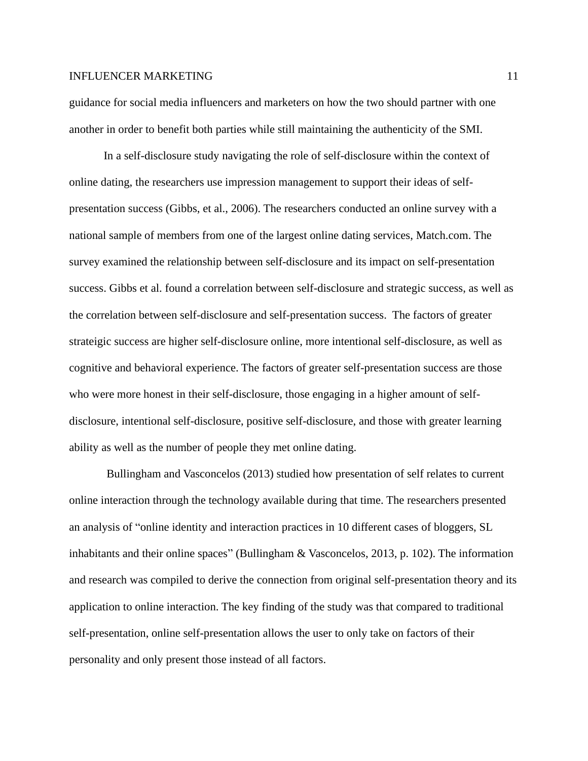guidance for social media influencers and marketers on how the two should partner with one another in order to benefit both parties while still maintaining the authenticity of the SMI.

In a self-disclosure study navigating the role of self-disclosure within the context of online dating, the researchers use impression management to support their ideas of self-presentation success (Gibbs, et al., 2006). The researchers conducted an online survey with a national sample of members from one of the largest online dating services, Match.com. The survey examined the relationship between self-disclosure and its impact on self-presentation success. Gibbs et al. found a correlation between self-disclosure and strategic success, as well as the correlation between self-disclosure and self-presentation success. The factors of greater strateigic success are higher self-disclosure online, more intentional self-disclosure, as well as cognitive and behavioral experience. The factors of greater self-presentation success are those who were more honest in their self-disclosure, those engaging in a higher amount of self-disclosure, intentional self-disclosure, positive self-disclosure, and those with greater learning ability as well as the number of people they met online dating.

Bullingham and Vasconcelos (2013) studied how presentation of self relates to current online interaction through the technology available during that time. The researchers presented an analysis of "online identity and interaction practices in 10 different cases of bloggers, SL inhabitants and their online spaces" (Bullingham & Vasconcelos, 2013, p. 102). The information and research was compiled to derive the connection from original self-presentation theory and its application to online interaction. The key finding of the study was that compared to traditional self-presentation, online self-presentation allows the user to only take on factors of their personality and only present those instead of all factors.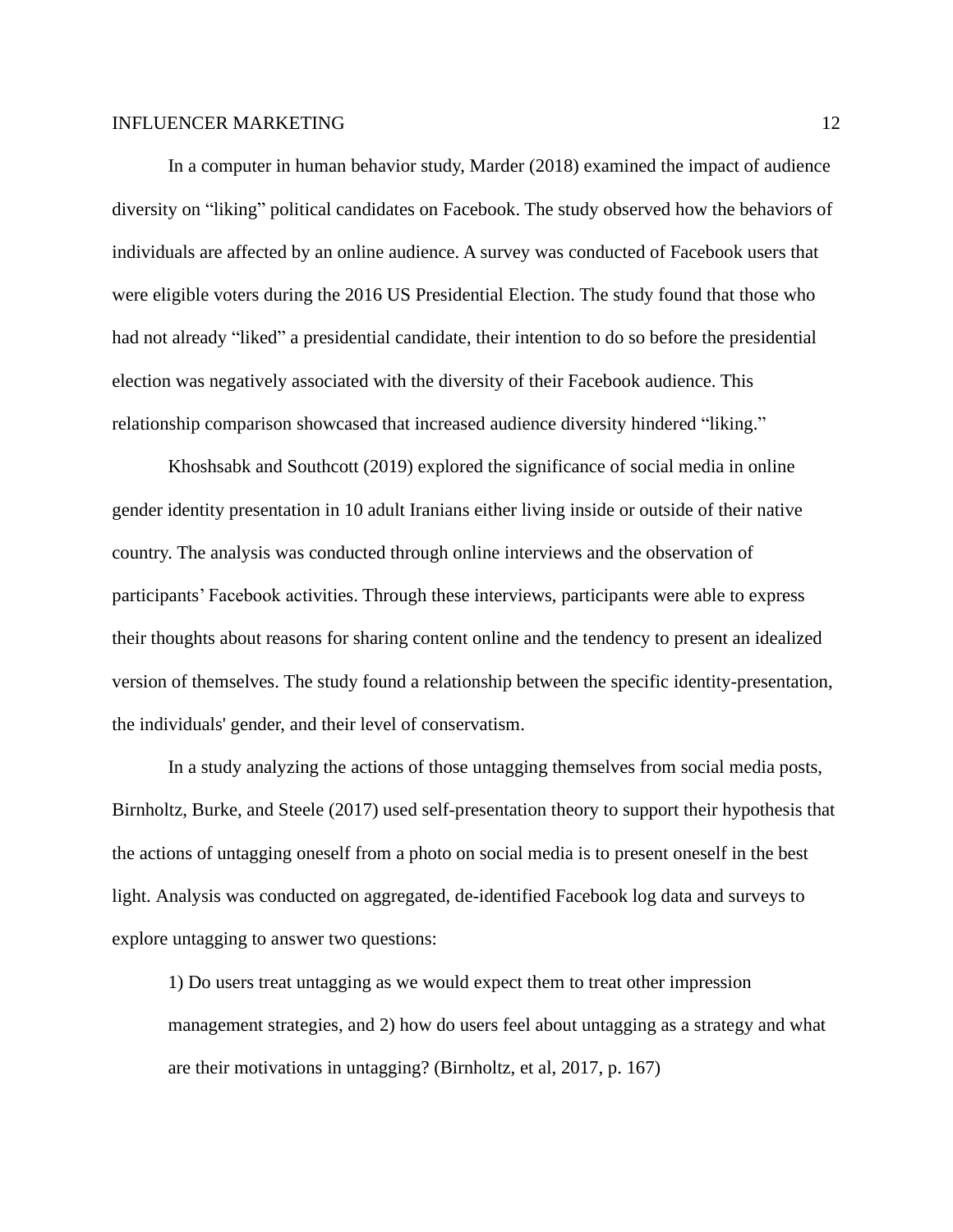In a computer in human behavior study, Marder (2018) examined the impact of audience diversity on "liking" political candidates on Facebook. The study observed how the behaviors of individuals are affected by an online audience. A survey was conducted of Facebook users that were eligible voters during the 2016 US Presidential Election. The study found that those who had not already "liked" a presidential candidate, their intention to do so before the presidential election was negatively associated with the diversity of their Facebook audience. This relationship comparison showcased that increased audience diversity hindered "liking."

Khoshsabk and Southcott (2019) explored the significance of social media in online gender identity presentation in 10 adult Iranians either living inside or outside of their native country. The analysis was conducted through online interviews and the observation of participants' Facebook activities. Through these interviews, participants were able to express their thoughts about reasons for sharing content online and the tendency to present an idealized version of themselves. The study found a relationship between the specific identity-presentation, the individuals' gender, and their level of conservatism.

In a study analyzing the actions of those untagging themselves from social media posts, Birnholtz, Burke, and Steele (2017) used self-presentation theory to support their hypothesis that the actions of untagging oneself from a photo on social media is to present oneself in the best light. Analysis was conducted on aggregated, de-identified Facebook log data and surveys to explore untagging to answer two questions:

> 1) Do users treat untagging as we would expect them to treat other impression management strategies, and 2) how do users feel about untagging as a strategy and what are their motivations in untagging? (Birnholtz, et al, 2017, p. 167)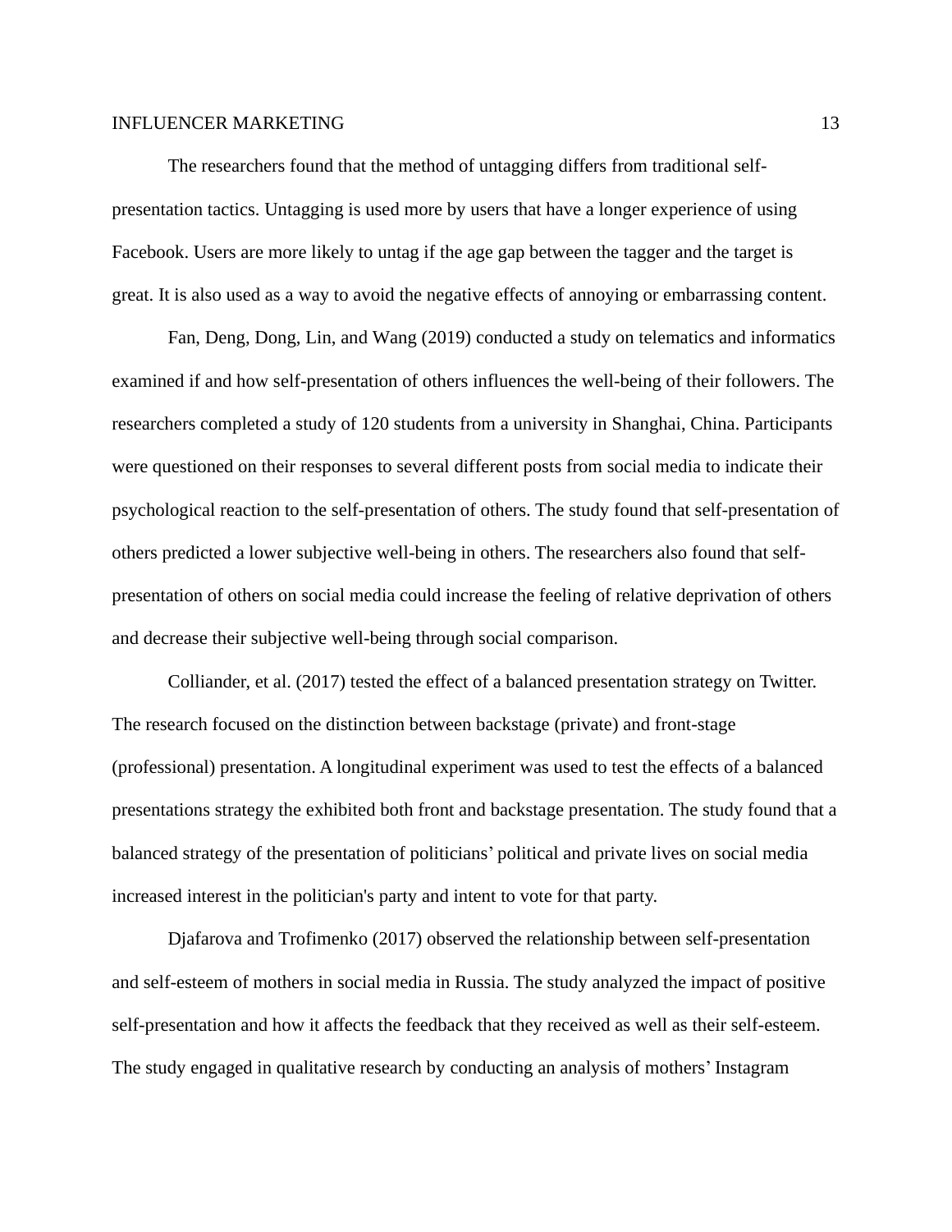The researchers found that the method of untagging differs from traditional self-presentation tactics. Untagging is used more by users that have a longer experience of using Facebook. Users are more likely to untag if the age gap between the tagger and the target is great. It is also used as a way to avoid the negative effects of annoying or embarrassing content.

Fan, Deng, Dong, Lin, and Wang (2019) conducted a study on telematics and informatics examined if and how self-presentation of others influences the well-being of their followers. The researchers completed a study of 120 students from a university in Shanghai, China. Participants were questioned on their responses to several different posts from social media to indicate their psychological reaction to the self-presentation of others. The study found that self-presentation of others predicted a lower subjective well-being in others. The researchers also found that self-presentation of others on social media could increase the feeling of relative deprivation of others and decrease their subjective well-being through social comparison.

Colliander, et al. (2017) tested the effect of a balanced presentation strategy on Twitter. The research focused on the distinction between backstage (private) and front-stage (professional) presentation. A longitudinal experiment was used to test the effects of a balanced presentations strategy the exhibited both front and backstage presentation. The study found that a balanced strategy of the presentation of politicians' political and private lives on social media increased interest in the politician's party and intent to vote for that party.

Djafarova and Trofimenko (2017) observed the relationship between self-presentation and self-esteem of mothers in social media in Russia. The study analyzed the impact of positive self-presentation and how it affects the feedback that they received as well as their self-esteem. The study engaged in qualitative research by conducting an analysis of mothers' Instagram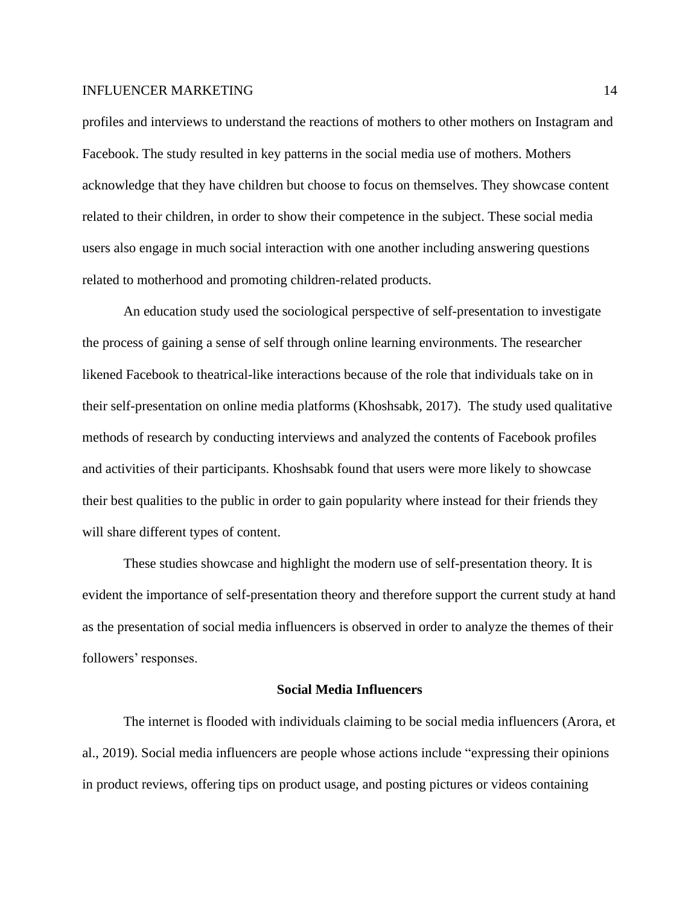profiles and interviews to understand the reactions of mothers to other mothers on Instagram and Facebook. The study resulted in key patterns in the social media use of mothers. Mothers acknowledge that they have children but choose to focus on themselves. They showcase content related to their children, in order to show their competence in the subject. These social media users also engage in much social interaction with one another including answering questions related to motherhood and promoting children-related products.

An education study used the sociological perspective of self-presentation to investigate the process of gaining a sense of self through online learning environments. The researcher likened Facebook to theatrical-like interactions because of the role that individuals take on in their self-presentation on online media platforms (Khoshsabk, 2017). The study used qualitative methods of research by conducting interviews and analyzed the contents of Facebook profiles and activities of their participants. Khoshsabk found that users were more likely to showcase their best qualities to the public in order to gain popularity where instead for their friends they will share different types of content.

These studies showcase and highlight the modern use of self-presentation theory. It is evident the importance of self-presentation theory and therefore support the current study at hand as the presentation of social media influencers is observed in order to analyze the themes of their followers' responses.

## Social Media Influencers

The internet is flooded with individuals claiming to be social media influencers (Arora, et al., 2019). Social media influencers are people whose actions include "expressing their opinions in product reviews, offering tips on product usage, and posting pictures or videos containing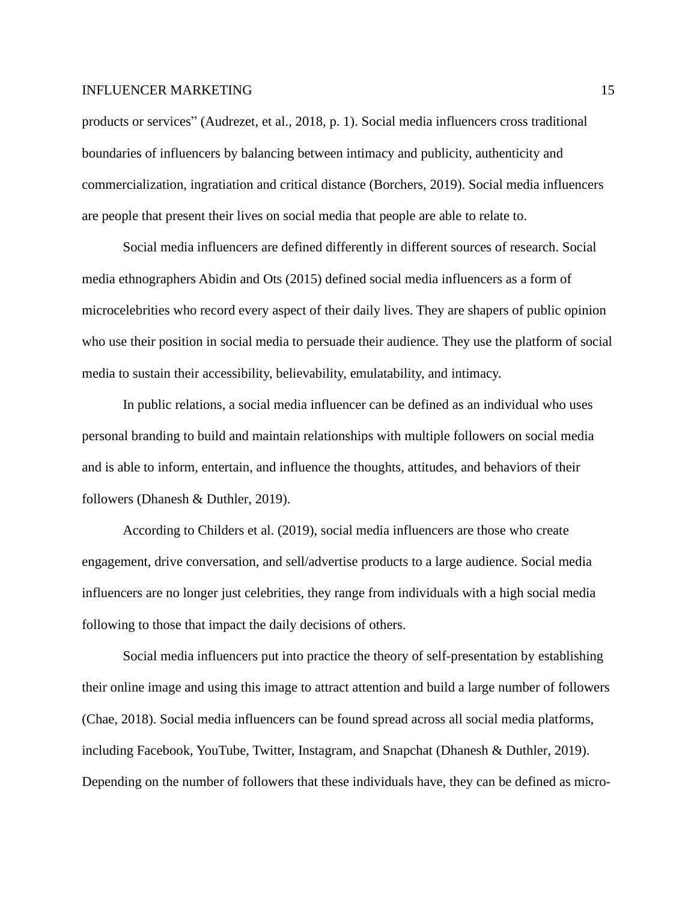products or services" (Audrezet, et al., 2018, p. 1). Social media influencers cross traditional boundaries of influencers by balancing between intimacy and publicity, authenticity and commercialization, ingratiation and critical distance (Borchers, 2019). Social media influencers are people that present their lives on social media that people are able to relate to.

Social media influencers are defined differently in different sources of research. Social media ethnographers Abidin and Ots (2015) defined social media influencers as a form of microcelebrities who record every aspect of their daily lives. They are shapers of public opinion who use their position in social media to persuade their audience. They use the platform of social media to sustain their accessibility, believability, emulatability, and intimacy.

In public relations, a social media influencer can be defined as an individual who uses personal branding to build and maintain relationships with multiple followers on social media and is able to inform, entertain, and influence the thoughts, attitudes, and behaviors of their followers (Dhanesh & Duthler, 2019).

According to Childers et al. (2019), social media influencers are those who create engagement, drive conversation, and sell/advertise products to a large audience. Social media influencers are no longer just celebrities, they range from individuals with a high social media following to those that impact the daily decisions of others.

Social media influencers put into practice the theory of self-presentation by establishing their online image and using this image to attract attention and build a large number of followers (Chae, 2018). Social media influencers can be found spread across all social media platforms, including Facebook, YouTube, Twitter, Instagram, and Snapchat (Dhanesh & Duthler, 2019). Depending on the number of followers that these individuals have, they can be defined as micro-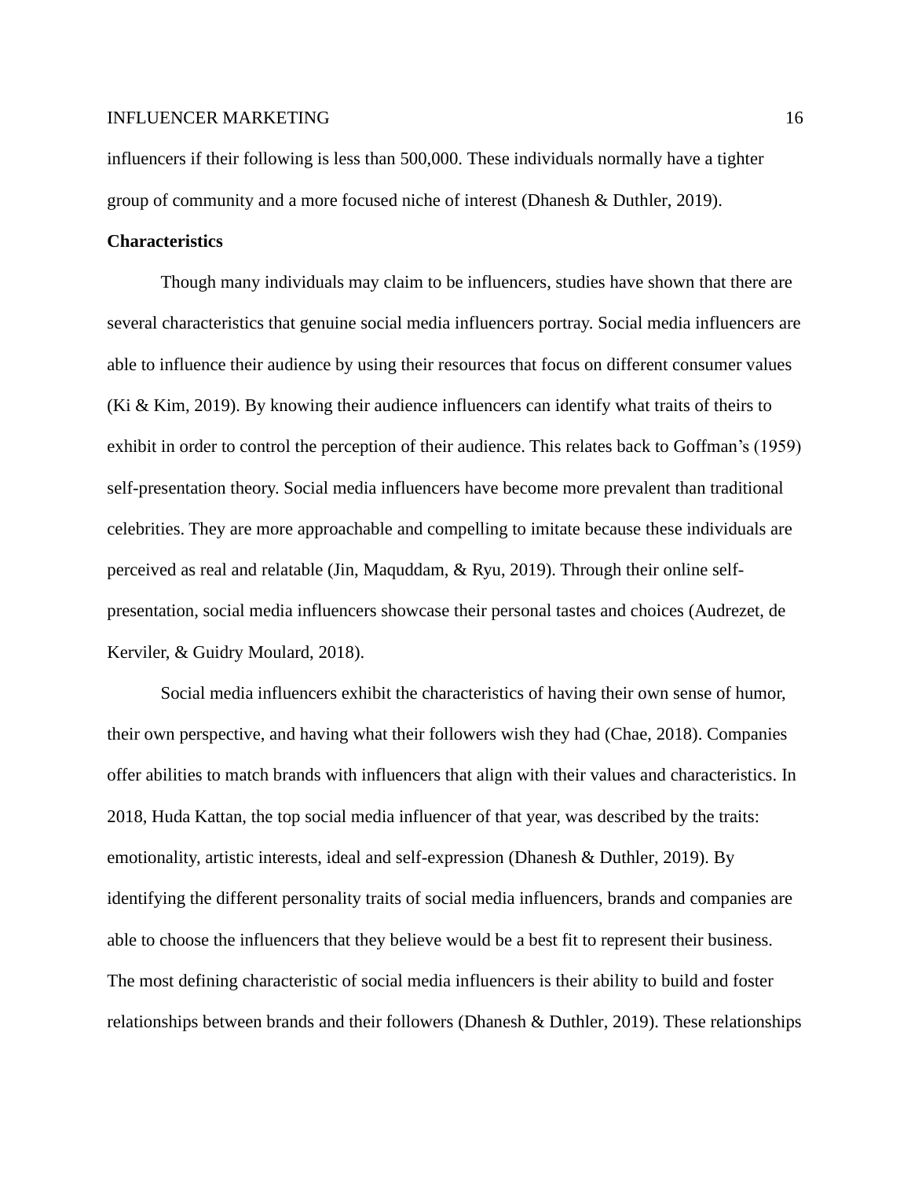influencers if their following is less than 500,000. These individuals normally have a tighter group of community and a more focused niche of interest (Dhanesh & Duthler, 2019).

**Characteristics**

Though many individuals may claim to be influencers, studies have shown that there are several characteristics that genuine social media influencers portray. Social media influencers are able to influence their audience by using their resources that focus on different consumer values (Ki & Kim, 2019). By knowing their audience influencers can identify what traits of theirs to exhibit in order to control the perception of their audience. This relates back to Goffman's (1959) self-presentation theory. Social media influencers have become more prevalent than traditional celebrities. They are more approachable and compelling to imitate because these individuals are perceived as real and relatable (Jin, Maquddam, & Ryu, 2019). Through their online self-presentation, social media influencers showcase their personal tastes and choices (Audrezet, de Kerviler, & Guidry Moulard, 2018).

Social media influencers exhibit the characteristics of having their own sense of humor, their own perspective, and having what their followers wish they had (Chae, 2018). Companies offer abilities to match brands with influencers that align with their values and characteristics. In 2018, Huda Kattan, the top social media influencer of that year, was described by the traits: emotionality, artistic interests, ideal and self-expression (Dhanesh & Duthler, 2019). By identifying the different personality traits of social media influencers, brands and companies are able to choose the influencers that they believe would be a best fit to represent their business. The most defining characteristic of social media influencers is their ability to build and foster relationships between brands and their followers (Dhanesh & Duthler, 2019). These relationships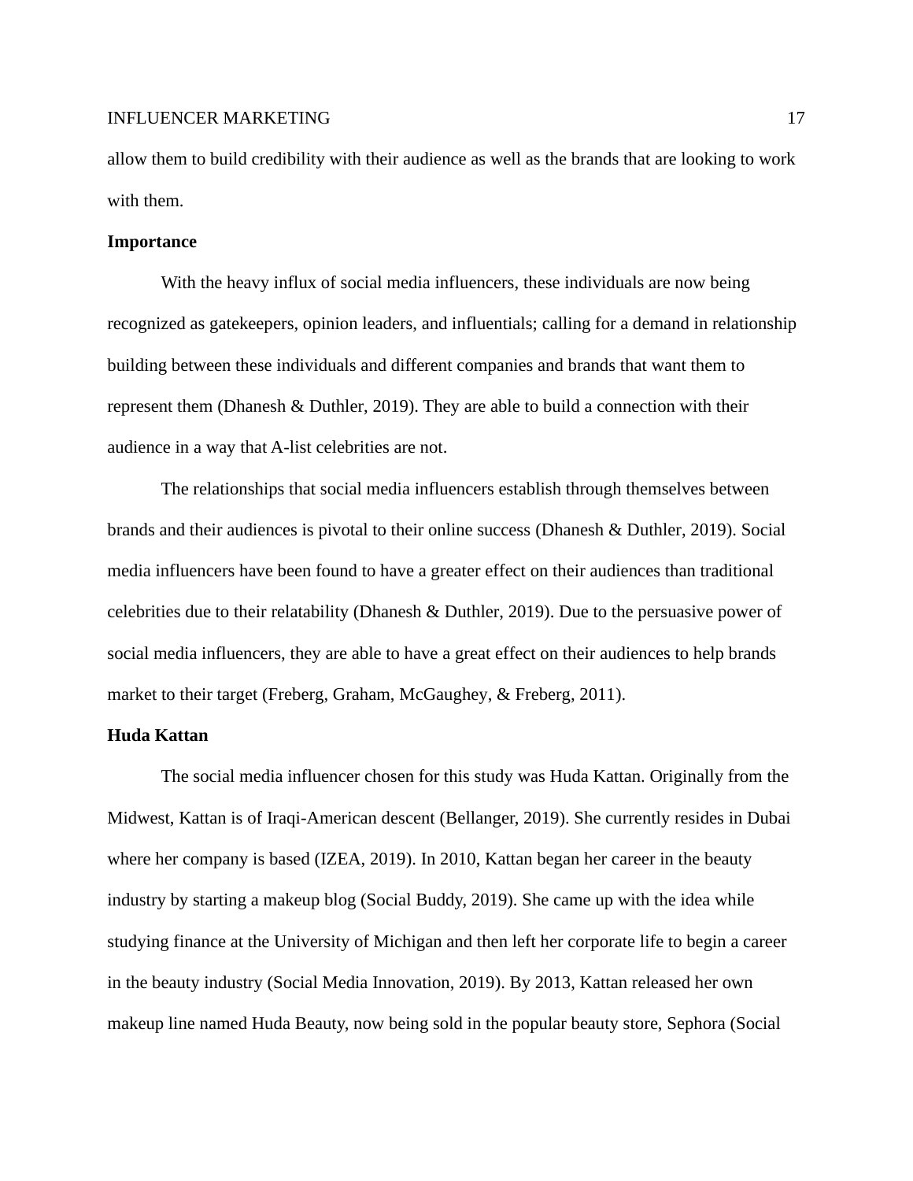allow them to build credibility with their audience as well as the brands that are looking to work with them.

## Importance

With the heavy influx of social media influencers, these individuals are now being recognized as gatekeepers, opinion leaders, and influentials; calling for a demand in relationship building between these individuals and different companies and brands that want them to represent them (Dhanesh & Duthler, 2019). They are able to build a connection with their audience in a way that A-list celebrities are not.

The relationships that social media influencers establish through themselves between brands and their audiences is pivotal to their online success (Dhanesh & Duthler, 2019). Social media influencers have been found to have a greater effect on their audiences than traditional celebrities due to their relatability (Dhanesh & Duthler, 2019). Due to the persuasive power of social media influencers, they are able to have a great effect on their audiences to help brands market to their target (Freberg, Graham, McGaughey, & Freberg, 2011).

## Huda Kattan

The social media influencer chosen for this study was Huda Kattan. Originally from the Midwest, Kattan is of Iraqi-American descent (Bellanger, 2019). She currently resides in Dubai where her company is based (IZEA, 2019). In 2010, Kattan began her career in the beauty industry by starting a makeup blog (Social Buddy, 2019). She came up with the idea while studying finance at the University of Michigan and then left her corporate life to begin a career in the beauty industry (Social Media Innovation, 2019). By 2013, Kattan released her own makeup line named Huda Beauty, now being sold in the popular beauty store, Sephora (Social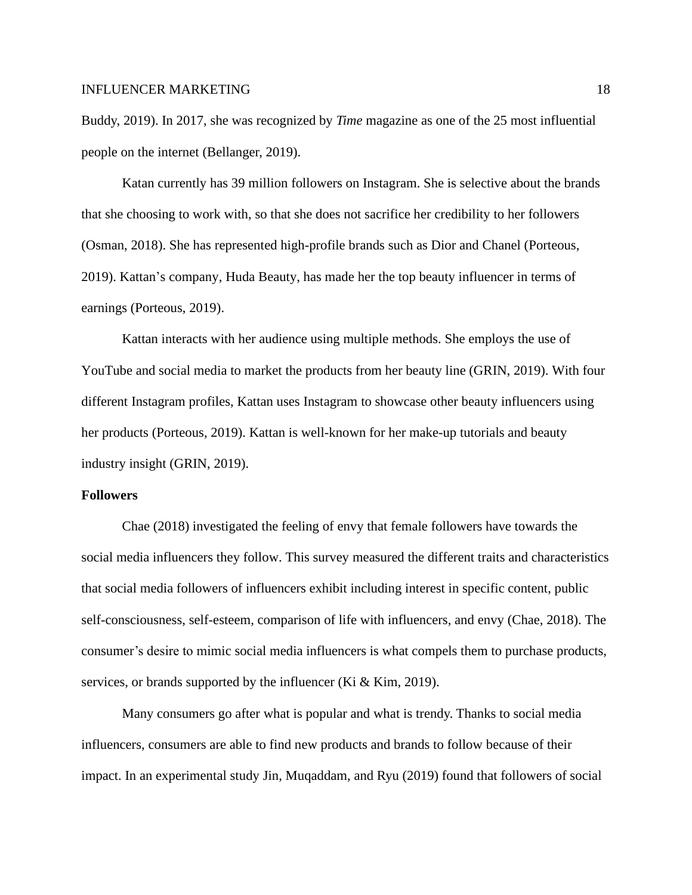Buddy, 2019). In 2017, she was recognized by *Time* magazine as one of the 25 most influential people on the internet (Bellanger, 2019).

Katan currently has 39 million followers on Instagram. She is selective about the brands that she choosing to work with, so that she does not sacrifice her credibility to her followers (Osman, 2018). She has represented high-profile brands such as Dior and Chanel (Porteous, 2019). Kattan's company, Huda Beauty, has made her the top beauty influencer in terms of earnings (Porteous, 2019).

Kattan interacts with her audience using multiple methods. She employs the use of YouTube and social media to market the products from her beauty line (GRIN, 2019). With four different Instagram profiles, Kattan uses Instagram to showcase other beauty influencers using her products (Porteous, 2019). Kattan is well-known for her make-up tutorials and beauty industry insight (GRIN, 2019).

**Followers**

Chae (2018) investigated the feeling of envy that female followers have towards the social media influencers they follow. This survey measured the different traits and characteristics that social media followers of influencers exhibit including interest in specific content, public self-consciousness, self-esteem, comparison of life with influencers, and envy (Chae, 2018). The consumer's desire to mimic social media influencers is what compels them to purchase products, services, or brands supported by the influencer (Ki & Kim, 2019).

Many consumers go after what is popular and what is trendy. Thanks to social media influencers, consumers are able to find new products and brands to follow because of their impact. In an experimental study Jin, Muqaddam, and Ryu (2019) found that followers of social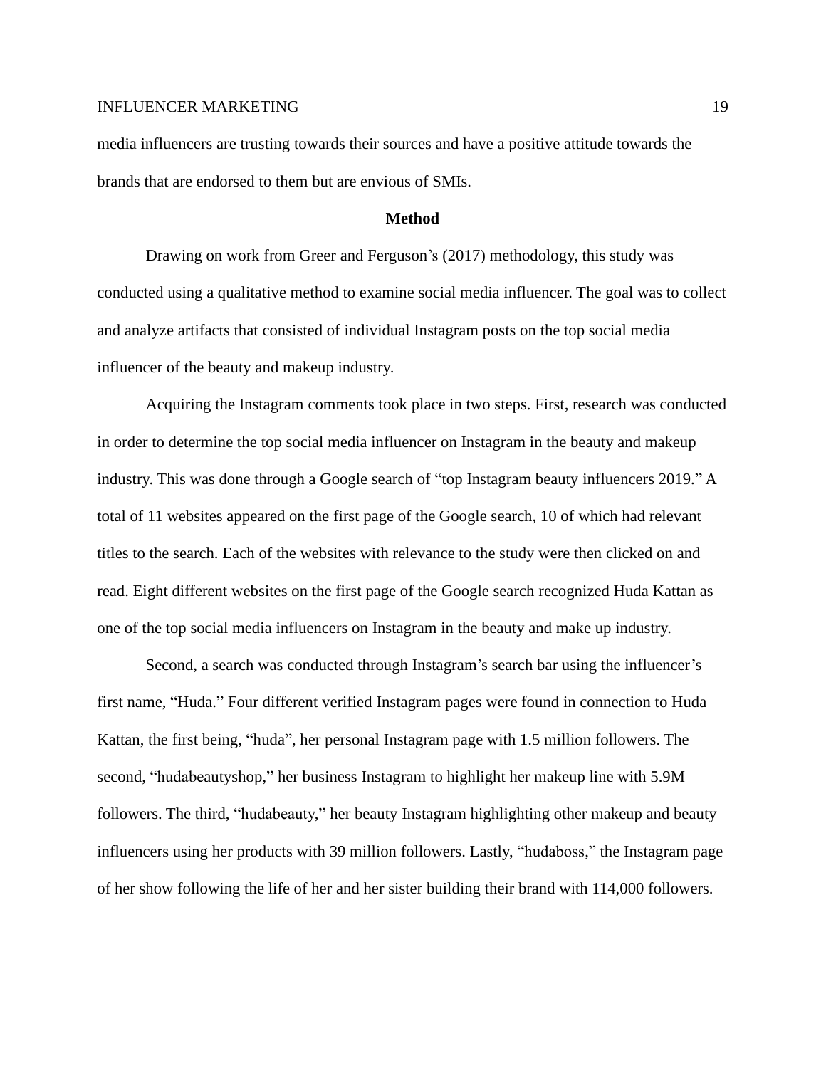media influencers are trusting towards their sources and have a positive attitude towards the brands that are endorsed to them but are envious of SMIs.

## Method

Drawing on work from Greer and Ferguson’s (2017) methodology, this study was conducted using a qualitative method to examine social media influencer. The goal was to collect and analyze artifacts that consisted of individual Instagram posts on the top social media influencer of the beauty and makeup industry.

Acquiring the Instagram comments took place in two steps. First, research was conducted in order to determine the top social media influencer on Instagram in the beauty and makeup industry. This was done through a Google search of “top Instagram beauty influencers 2019.” A total of 11 websites appeared on the first page of the Google search, 10 of which had relevant titles to the search. Each of the websites with relevance to the study were then clicked on and read. Eight different websites on the first page of the Google search recognized Huda Kattan as one of the top social media influencers on Instagram in the beauty and make up industry.

Second, a search was conducted through Instagram’s search bar using the influencer’s first name, “Huda.” Four different verified Instagram pages were found in connection to Huda Kattan, the first being, “huda”, her personal Instagram page with 1.5 million followers. The second, “hudabeautyshop,” her business Instagram to highlight her makeup line with 5.9M followers. The third, “hudabeauty,” her beauty Instagram highlighting other makeup and beauty influencers using her products with 39 million followers. Lastly, “hudaboss,” the Instagram page of her show following the life of her and her sister building their brand with 114,000 followers.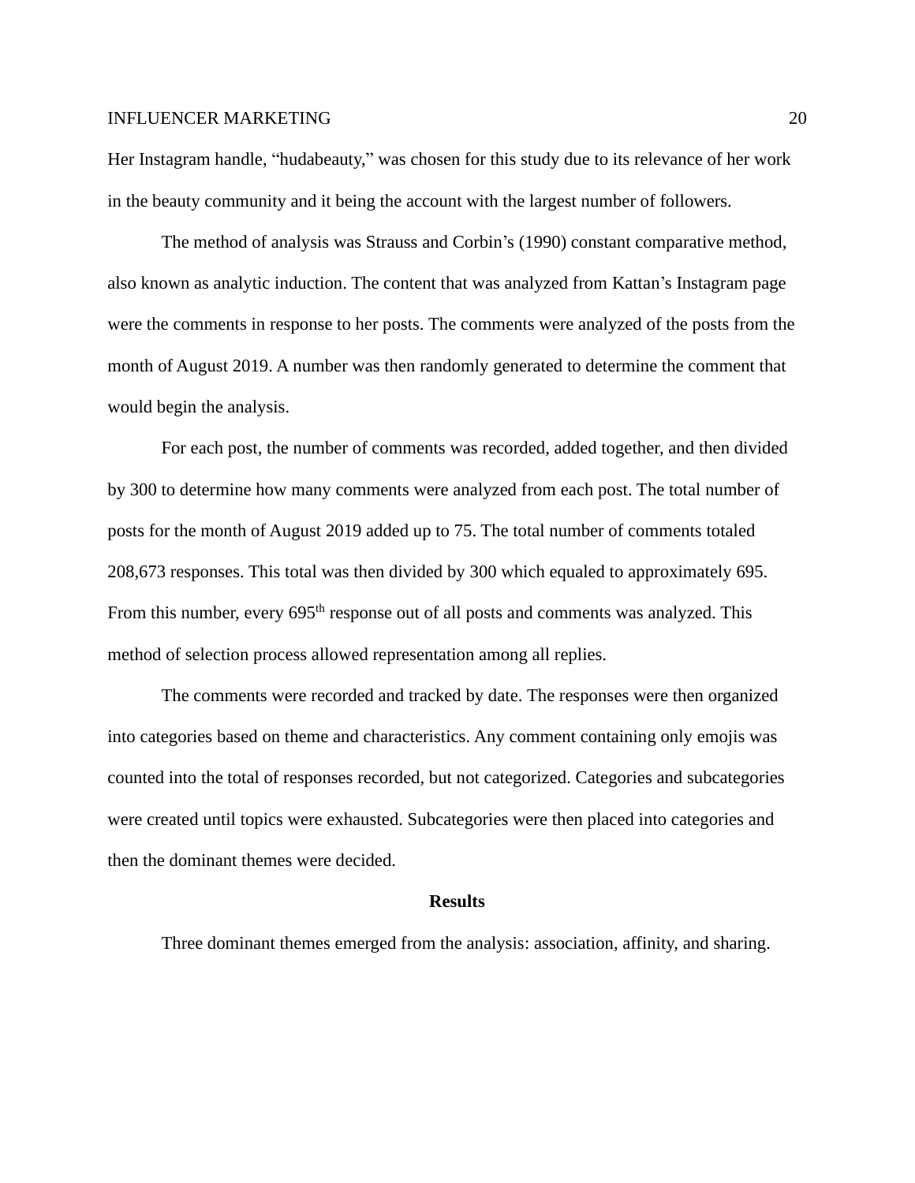Her Instagram handle, “hudabeauty,” was chosen for this study due to its relevance of her work in the beauty community and it being the account with the largest number of followers.

The method of analysis was Strauss and Corbin’s (1990) constant comparative method, also known as analytic induction. The content that was analyzed from Kattan’s Instagram page were the comments in response to her posts. The comments were analyzed of the posts from the month of August 2019. A number was then randomly generated to determine the comment that would begin the analysis.

For each post, the number of comments was recorded, added together, and then divided by 300 to determine how many comments were analyzed from each post. The total number of posts for the month of August 2019 added up to 75. The total number of comments totaled 208,673 responses. This total was then divided by 300 which equaled to approximately 695. From this number, every 695th response out of all posts and comments was analyzed. This method of selection process allowed representation among all replies.

The comments were recorded and tracked by date. The responses were then organized into categories based on theme and characteristics. Any comment containing only emojis was counted into the total of responses recorded, but not categorized. Categories and subcategories were created until topics were exhausted. Subcategories were then placed into categories and then the dominant themes were decided.

## Results

Three dominant themes emerged from the analysis: association, affinity, and sharing.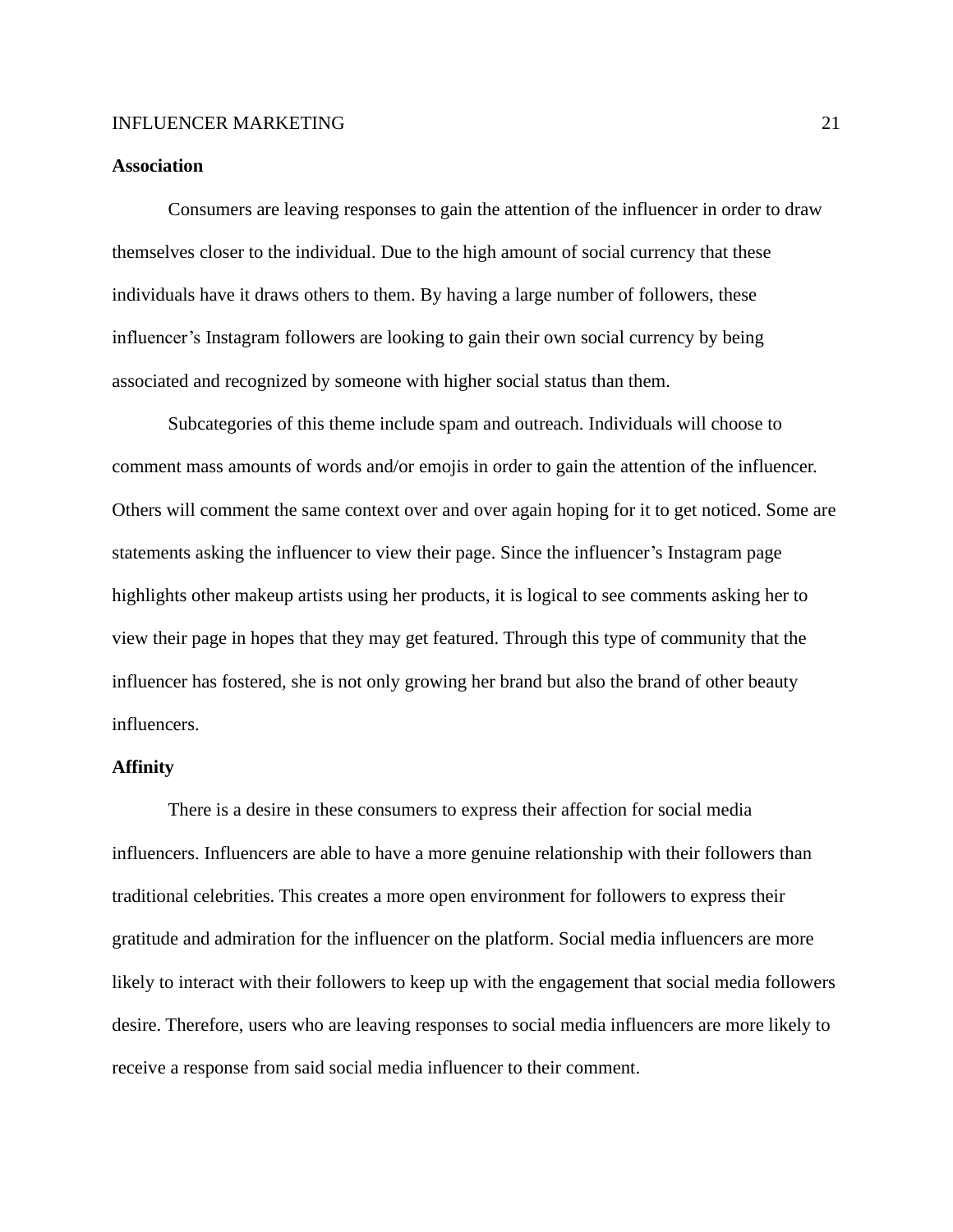**Association**

Consumers are leaving responses to gain the attention of the influencer in order to draw themselves closer to the individual. Due to the high amount of social currency that these individuals have it draws others to them. By having a large number of followers, these influencer's Instagram followers are looking to gain their own social currency by being associated and recognized by someone with higher social status than them.

Subcategories of this theme include spam and outreach. Individuals will choose to comment mass amounts of words and/or emojis in order to gain the attention of the influencer. Others will comment the same context over and over again hoping for it to get noticed. Some are statements asking the influencer to view their page. Since the influencer's Instagram page highlights other makeup artists using her products, it is logical to see comments asking her to view their page in hopes that they may get featured. Through this type of community that the influencer has fostered, she is not only growing her brand but also the brand of other beauty influencers.

**Affinity**

There is a desire in these consumers to express their affection for social media influencers. Influencers are able to have a more genuine relationship with their followers than traditional celebrities. This creates a more open environment for followers to express their gratitude and admiration for the influencer on the platform. Social media influencers are more likely to interact with their followers to keep up with the engagement that social media followers desire. Therefore, users who are leaving responses to social media influencers are more likely to receive a response from said social media influencer to their comment.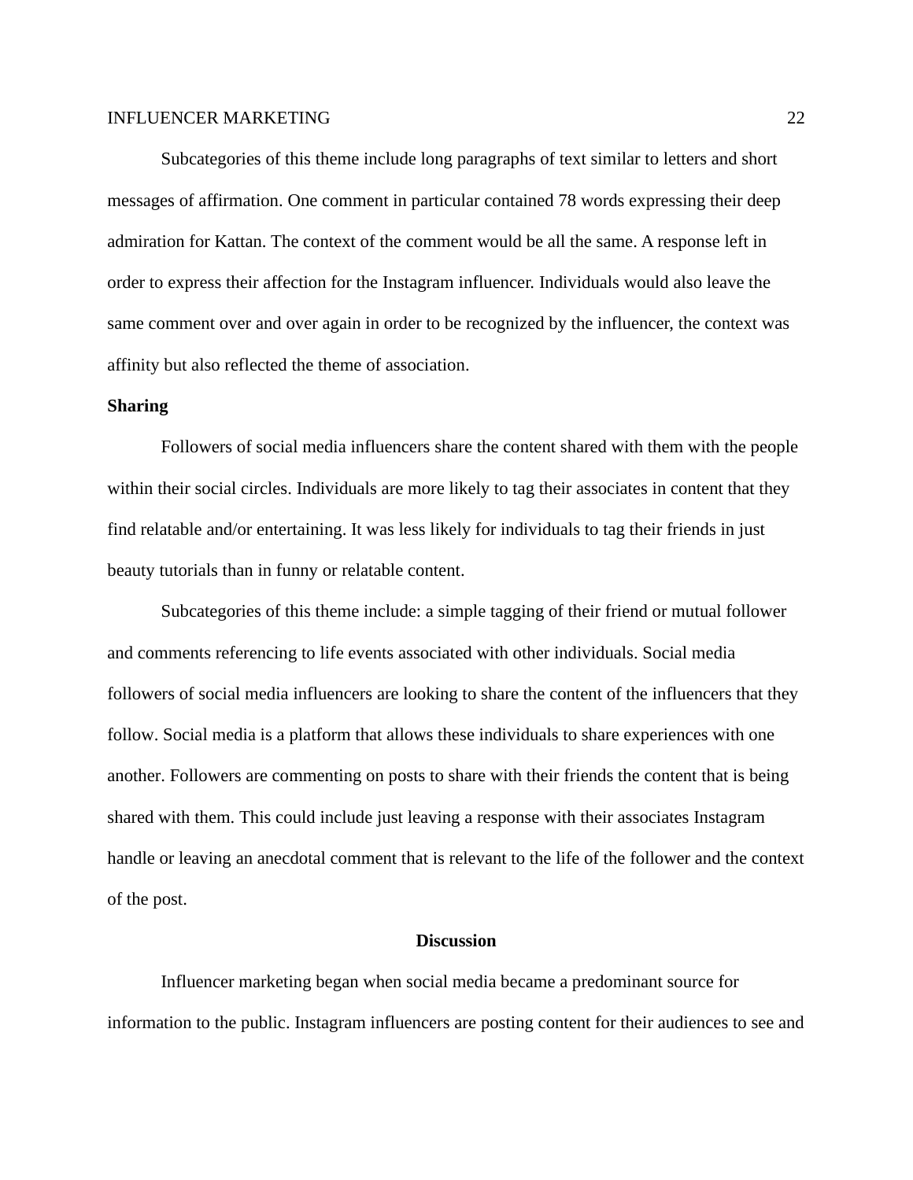Subcategories of this theme include long paragraphs of text similar to letters and short messages of affirmation. One comment in particular contained 78 words expressing their deep admiration for Kattan. The context of the comment would be all the same. A response left in order to express their affection for the Instagram influencer. Individuals would also leave the same comment over and over again in order to be recognized by the influencer, the context was affinity but also reflected the theme of association.

**Sharing**

Followers of social media influencers share the content shared with them with the people within their social circles. Individuals are more likely to tag their associates in content that they find relatable and/or entertaining. It was less likely for individuals to tag their friends in just beauty tutorials than in funny or relatable content.

Subcategories of this theme include: a simple tagging of their friend or mutual follower and comments referencing to life events associated with other individuals. Social media followers of social media influencers are looking to share the content of the influencers that they follow. Social media is a platform that allows these individuals to share experiences with one another. Followers are commenting on posts to share with their friends the content that is being shared with them. This could include just leaving a response with their associates Instagram handle or leaving an anecdotal comment that is relevant to the life of the follower and the context of the post.

## Discussion

Influencer marketing began when social media became a predominant source for information to the public. Instagram influencers are posting content for their audiences to see and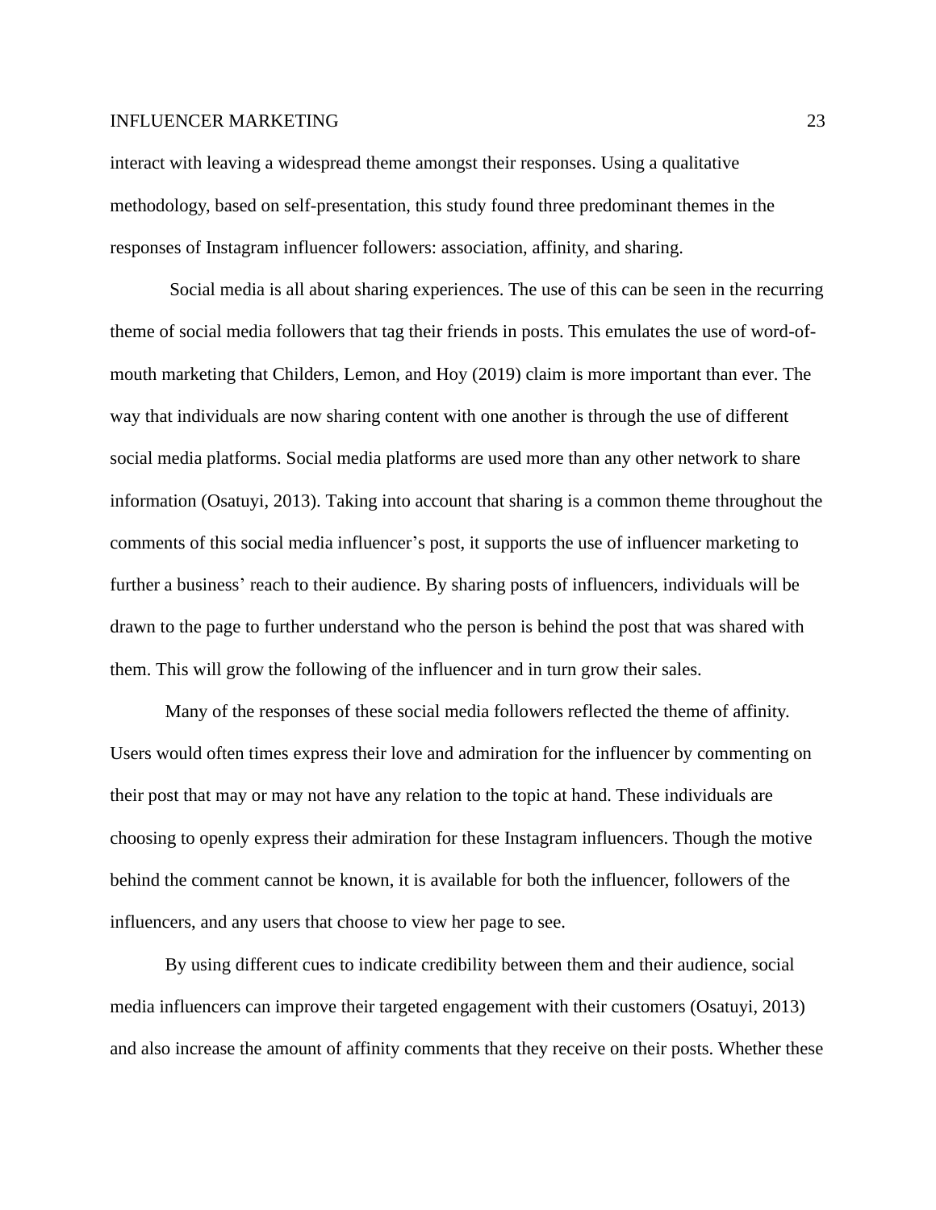interact with leaving a widespread theme amongst their responses. Using a qualitative methodology, based on self-presentation, this study found three predominant themes in the responses of Instagram influencer followers: association, affinity, and sharing.

Social media is all about sharing experiences. The use of this can be seen in the recurring theme of social media followers that tag their friends in posts. This emulates the use of word-of-mouth marketing that Childers, Lemon, and Hoy (2019) claim is more important than ever. The way that individuals are now sharing content with one another is through the use of different social media platforms. Social media platforms are used more than any other network to share information (Osatuyi, 2013). Taking into account that sharing is a common theme throughout the comments of this social media influencer's post, it supports the use of influencer marketing to further a business' reach to their audience. By sharing posts of influencers, individuals will be drawn to the page to further understand who the person is behind the post that was shared with them. This will grow the following of the influencer and in turn grow their sales.

Many of the responses of these social media followers reflected the theme of affinity. Users would often times express their love and admiration for the influencer by commenting on their post that may or may not have any relation to the topic at hand. These individuals are choosing to openly express their admiration for these Instagram influencers. Though the motive behind the comment cannot be known, it is available for both the influencer, followers of the influencers, and any users that choose to view her page to see.

By using different cues to indicate credibility between them and their audience, social media influencers can improve their targeted engagement with their customers (Osatuyi, 2013) and also increase the amount of affinity comments that they receive on their posts. Whether these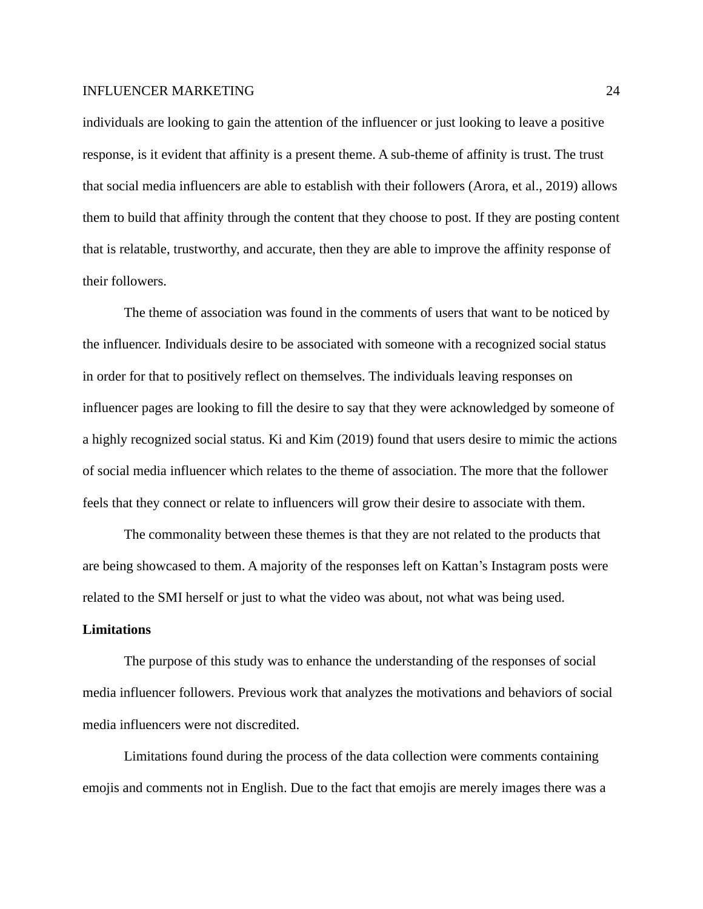individuals are looking to gain the attention of the influencer or just looking to leave a positive response, is it evident that affinity is a present theme. A sub-theme of affinity is trust. The trust that social media influencers are able to establish with their followers (Arora, et al., 2019) allows them to build that affinity through the content that they choose to post. If they are posting content that is relatable, trustworthy, and accurate, then they are able to improve the affinity response of their followers.

The theme of association was found in the comments of users that want to be noticed by the influencer. Individuals desire to be associated with someone with a recognized social status in order for that to positively reflect on themselves. The individuals leaving responses on influencer pages are looking to fill the desire to say that they were acknowledged by someone of a highly recognized social status. Ki and Kim (2019) found that users desire to mimic the actions of social media influencer which relates to the theme of association. The more that the follower feels that they connect or relate to influencers will grow their desire to associate with them.

The commonality between these themes is that they are not related to the products that are being showcased to them. A majority of the responses left on Kattan's Instagram posts were related to the SMI herself or just to what the video was about, not what was being used.

**Limitations**

The purpose of this study was to enhance the understanding of the responses of social media influencer followers. Previous work that analyzes the motivations and behaviors of social media influencers were not discredited.

Limitations found during the process of the data collection were comments containing emojis and comments not in English. Due to the fact that emojis are merely images there was a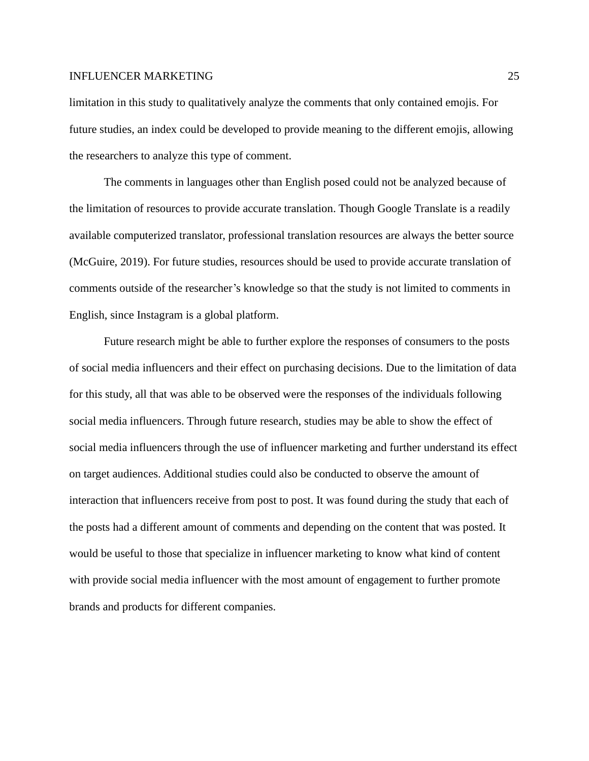limitation in this study to qualitatively analyze the comments that only contained emojis. For future studies, an index could be developed to provide meaning to the different emojis, allowing the researchers to analyze this type of comment.

The comments in languages other than English posed could not be analyzed because of the limitation of resources to provide accurate translation. Though Google Translate is a readily available computerized translator, professional translation resources are always the better source (McGuire, 2019). For future studies, resources should be used to provide accurate translation of comments outside of the researcher's knowledge so that the study is not limited to comments in English, since Instagram is a global platform.

Future research might be able to further explore the responses of consumers to the posts of social media influencers and their effect on purchasing decisions. Due to the limitation of data for this study, all that was able to be observed were the responses of the individuals following social media influencers. Through future research, studies may be able to show the effect of social media influencers through the use of influencer marketing and further understand its effect on target audiences. Additional studies could also be conducted to observe the amount of interaction that influencers receive from post to post. It was found during the study that each of the posts had a different amount of comments and depending on the content that was posted. It would be useful to those that specialize in influencer marketing to know what kind of content with provide social media influencer with the most amount of engagement to further promote brands and products for different companies.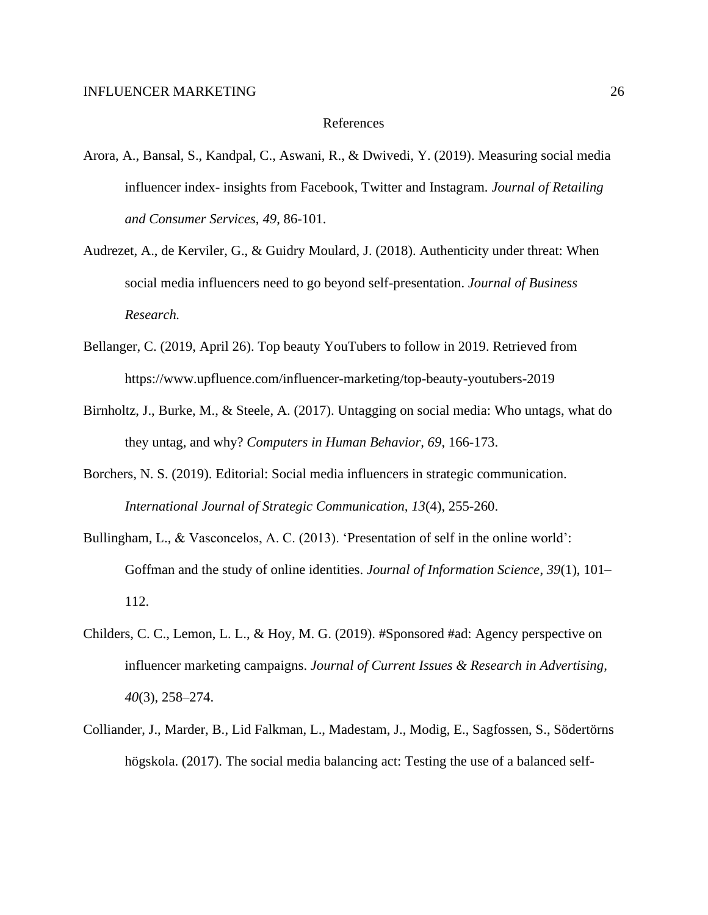# References

Arora, A., Bansal, S., Kandpal, C., Aswani, R., & Dwivedi, Y. (2019). Measuring social media influencer index- insights from Facebook, Twitter and Instagram. *Journal of Retailing and Consumer Services*, *49*, 86-101.

Audrezet, A., de Kerviler, G., & Guidry Moulard, J. (2018). Authenticity under threat: When social media influencers need to go beyond self-presentation. *Journal of Business Research.*

Bellanger, C. (2019, April 26). Top beauty YouTubers to follow in 2019. Retrieved from https://www.upfluence.com/influencer-marketing/top-beauty-youtubers-2019

Birnholtz, J., Burke, M., & Steele, A. (2017). Untagging on social media: Who untags, what do they untag, and why? *Computers in Human Behavior, 69*, 166-173.

Borchers, N. S. (2019). Editorial: Social media influencers in strategic communication. *International Journal of Strategic Communication, 13*(4), 255-260.

Bullingham, L., & Vasconcelos, A. C. (2013). 'Presentation of self in the online world': Goffman and the study of online identities. *Journal of Information Science*, *39*(1), 101–112.

Childers, C. C., Lemon, L. L., & Hoy, M. G. (2019). #Sponsored #ad: Agency perspective on influencer marketing campaigns. *Journal of Current Issues & Research in Advertising, 40*(3), 258–274.

Colliander, J., Marder, B., Lid Falkman, L., Madestam, J., Modig, E., Sagfossen, S., Södertörns högskola. (2017). The social media balancing act: Testing the use of a balanced self-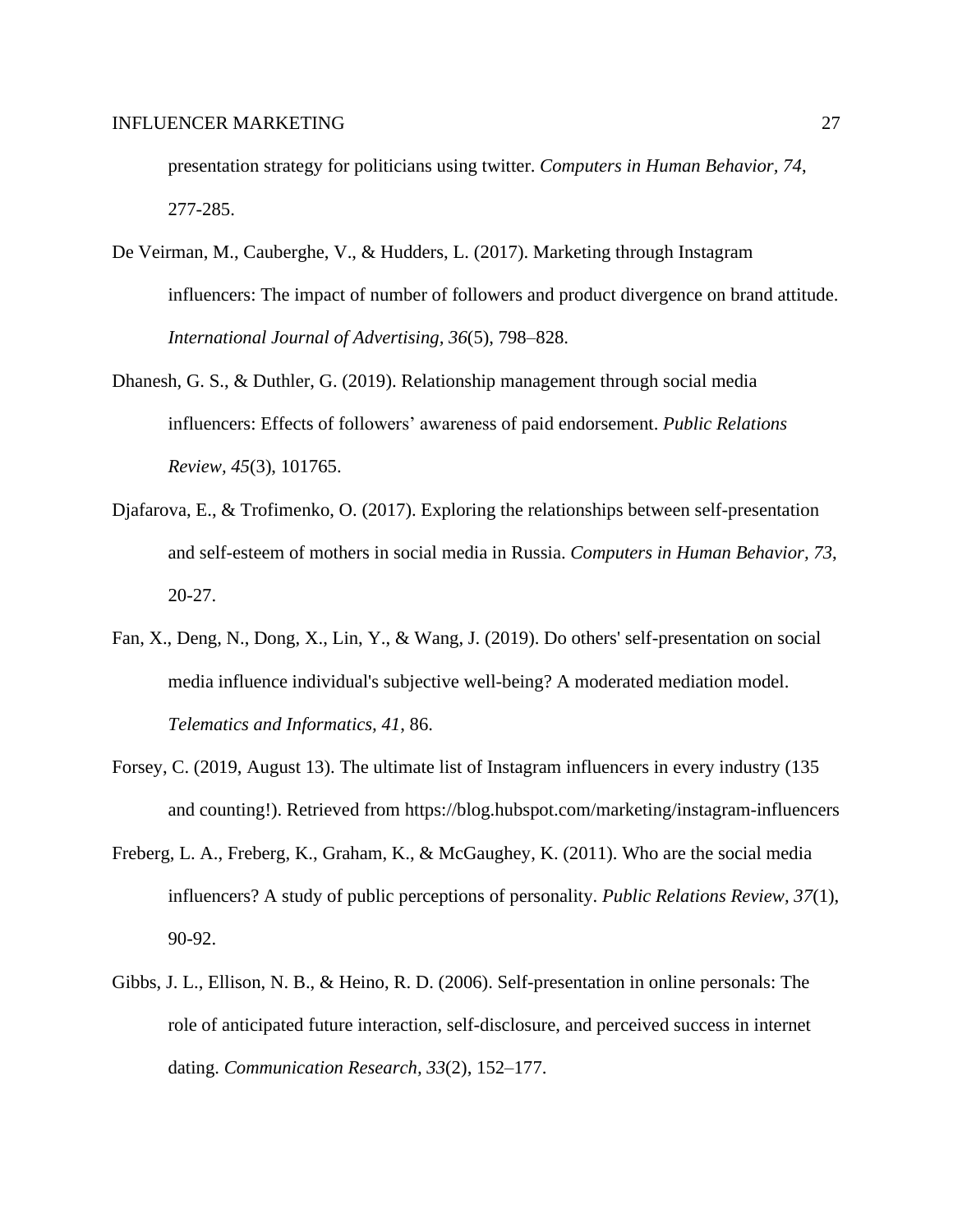presentation strategy for politicians using twitter. *Computers in Human Behavior, 74*, 277-285.

De Veirman, M., Cauberghe, V., & Hudders, L. (2017). Marketing through Instagram influencers: The impact of number of followers and product divergence on brand attitude. *International Journal of Advertising, 36*(5), 798–828.

Dhanesh, G. S., & Duthler, G. (2019). Relationship management through social media influencers: Effects of followers' awareness of paid endorsement. *Public Relations Review, 45*(3), 101765.

Djafarova, E., & Trofimenko, O. (2017). Exploring the relationships between self-presentation and self-esteem of mothers in social media in Russia. *Computers in Human Behavior, 73*, 20-27.

Fan, X., Deng, N., Dong, X., Lin, Y., & Wang, J. (2019). Do others' self-presentation on social media influence individual's subjective well-being? A moderated mediation model. *Telematics and Informatics, 41*, 86.

Forsey, C. (2019, August 13). The ultimate list of Instagram influencers in every industry (135 and counting!). Retrieved from https://blog.hubspot.com/marketing/instagram-influencers

Freberg, L. A., Freberg, K., Graham, K., & McGaughey, K. (2011). Who are the social media influencers? A study of public perceptions of personality. *Public Relations Review, 37*(1), 90-92.

Gibbs, J. L., Ellison, N. B., & Heino, R. D. (2006). Self-presentation in online personals: The role of anticipated future interaction, self-disclosure, and perceived success in internet dating. *Communication Research, 33*(2), 152–177.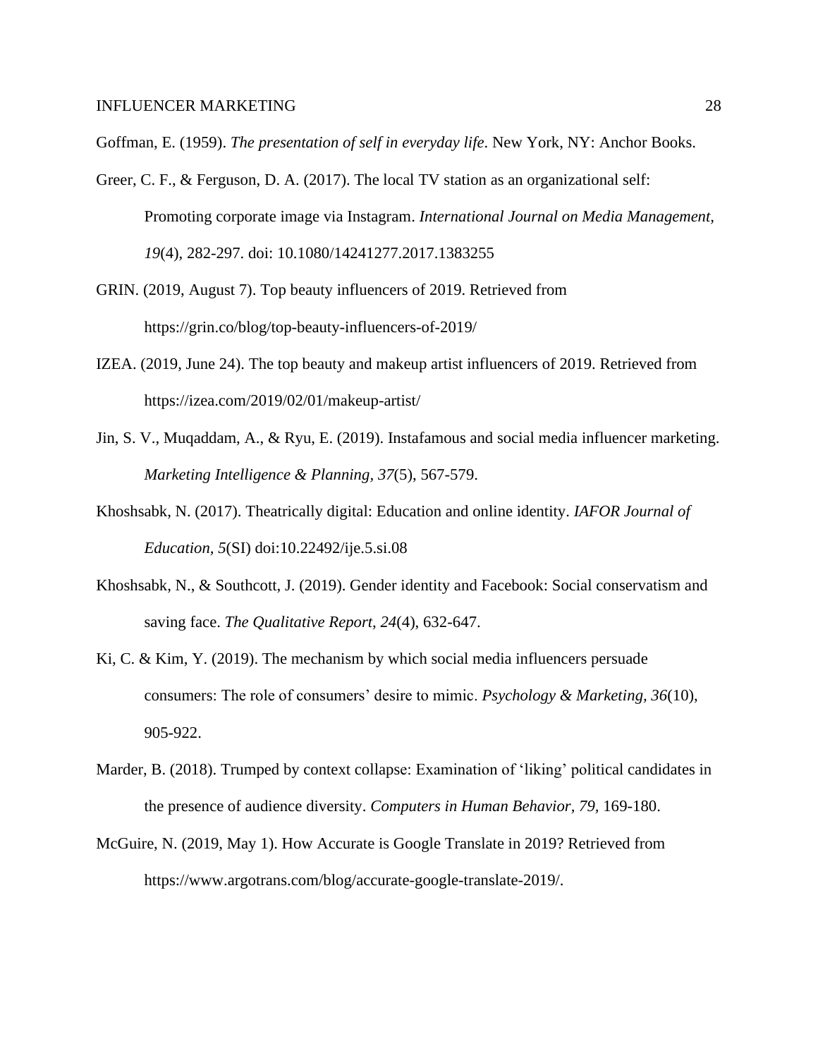Goffman, E. (1959). *The presentation of self in everyday life*. New York, NY: Anchor Books.

Greer, C. F., & Ferguson, D. A. (2017). The local TV station as an organizational self: Promoting corporate image via Instagram. *International Journal on Media Management, 19*(4), 282-297. doi: 10.1080/14241277.2017.1383255

GRIN. (2019, August 7). Top beauty influencers of 2019. Retrieved from https://grin.co/blog/top-beauty-influencers-of-2019/

IZEA. (2019, June 24). The top beauty and makeup artist influencers of 2019. Retrieved from https://izea.com/2019/02/01/makeup-artist/

Jin, S. V., Muqaddam, A., & Ryu, E. (2019). Instafamous and social media influencer marketing. *Marketing Intelligence & Planning, 37*(5), 567-579.

Khoshsabk, N. (2017). Theatrically digital: Education and online identity. *IAFOR Journal of Education, 5*(SI) doi:10.22492/ije.5.si.08

Khoshsabk, N., & Southcott, J. (2019). Gender identity and Facebook: Social conservatism and saving face. *The Qualitative Report, 24*(4), 632-647.

Ki, C. & Kim, Y. (2019). The mechanism by which social media influencers persuade consumers: The role of consumers' desire to mimic. *Psychology & Marketing, 36*(10), 905-922.

Marder, B. (2018). Trumped by context collapse: Examination of 'liking' political candidates in the presence of audience diversity. *Computers in Human Behavior, 79,* 169-180.

McGuire, N. (2019, May 1). How Accurate is Google Translate in 2019? Retrieved from https://www.argotrans.com/blog/accurate-google-translate-2019/.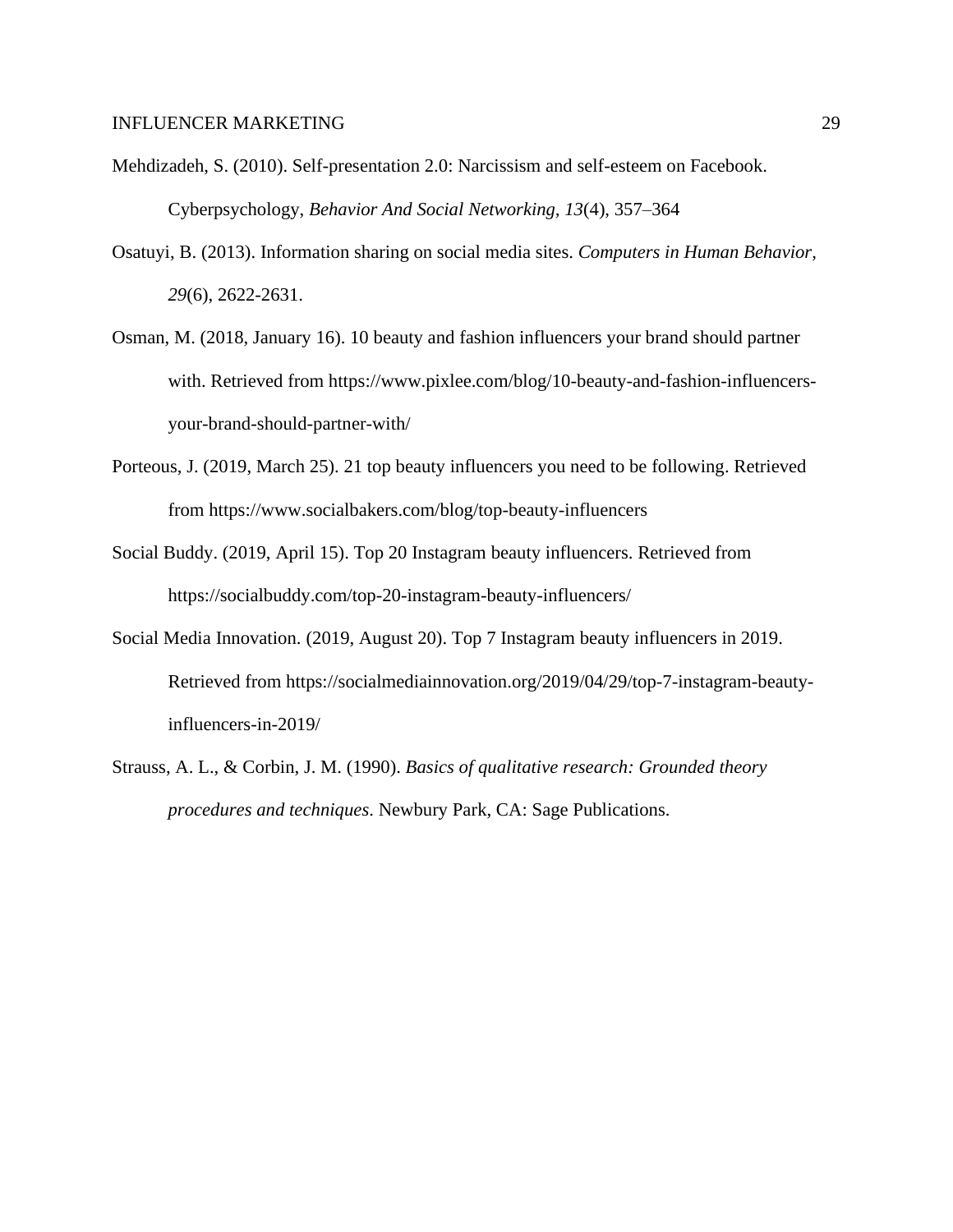Mehdizadeh, S. (2010). Self-presentation 2.0: Narcissism and self-esteem on Facebook. Cyberpsychology, *Behavior And Social Networking*, *13*(4), 357–364

Osatuyi, B. (2013). Information sharing on social media sites. *Computers in Human Behavior, 29*(6), 2622-2631.

Osman, M. (2018, January 16). 10 beauty and fashion influencers your brand should partner with. Retrieved from https://www.pixlee.com/blog/10-beauty-and-fashion-influencers-your-brand-should-partner-with/

Porteous, J. (2019, March 25). 21 top beauty influencers you need to be following. Retrieved from https://www.socialbakers.com/blog/top-beauty-influencers

Social Buddy. (2019, April 15). Top 20 Instagram beauty influencers. Retrieved from https://socialbuddy.com/top-20-instagram-beauty-influencers/

Social Media Innovation. (2019, August 20). Top 7 Instagram beauty influencers in 2019. Retrieved from https://socialmediainnovation.org/2019/04/29/top-7-instagram-beauty-influencers-in-2019/

Strauss, A. L., & Corbin, J. M. (1990). *Basics of qualitative research: Grounded theory procedures and techniques*. Newbury Park, CA: Sage Publications.